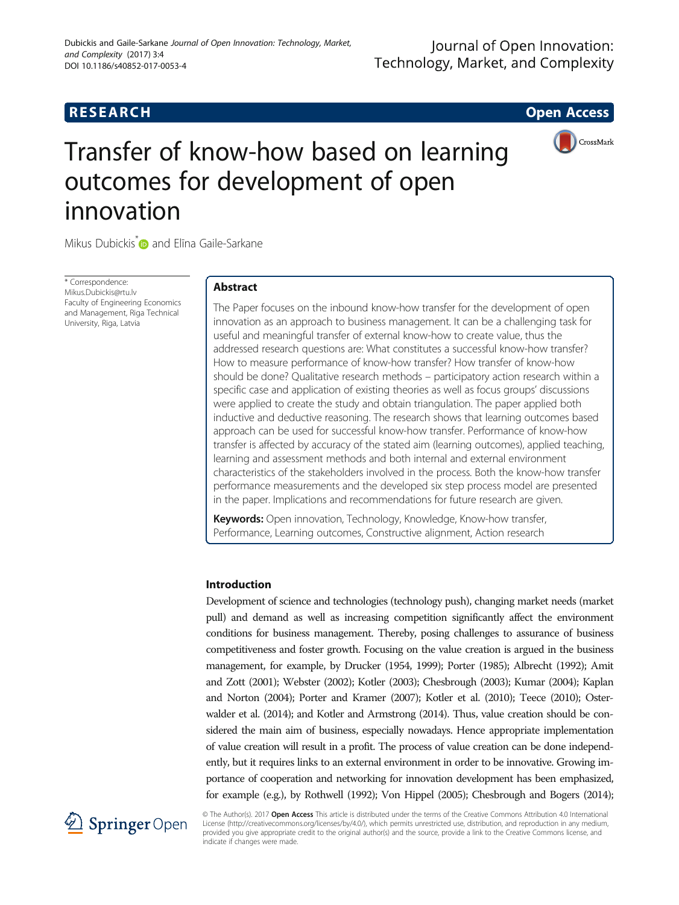RESEARCH Open Access

# Transfer of know-how based on learning outcomes for development of open innovation

Mikus Dubickis* and Elīna Gaile-Sarkane

\* Correspondence: Mikus.Dubickis@rtu.lv
Faculty of Engineering Economics and Management, Riga Technical University, Riga, Latvia

## Abstract

The Paper focuses on the inbound know-how transfer for the development of open innovation as an approach to business management. It can be a challenging task for useful and meaningful transfer of external know-how to create value, thus the addressed research questions are: What constitutes a successful know-how transfer? How to measure performance of know-how transfer? How transfer of know-how should be done? Qualitative research methods – participatory action research within a specific case and application of existing theories as well as focus groups' discussions were applied to create the study and obtain triangulation. The paper applied both inductive and deductive reasoning. The research shows that learning outcomes based approach can be used for successful know-how transfer. Performance of know-how transfer is affected by accuracy of the stated aim (learning outcomes), applied teaching, learning and assessment methods and both internal and external environment characteristics of the stakeholders involved in the process. Both the know-how transfer performance measurements and the developed six step process model are presented in the paper. Implications and recommendations for future research are given.

**Keywords:** Open innovation, Technology, Knowledge, Know-how transfer, Performance, Learning outcomes, Constructive alignment, Action research

## Introduction

Development of science and technologies (technology push), changing market needs (market pull) and demand as well as increasing competition significantly affect the environment conditions for business management. Thereby, posing challenges to assurance of business competitiveness and foster growth. Focusing on the value creation is argued in the business management, for example, by Drucker (1954, 1999); Porter (1985); Albrecht (1992); Amit and Zott (2001); Webster (2002); Kotler (2003); Chesbrough (2003); Kumar (2004); Kaplan and Norton (2004); Porter and Kramer (2007); Kotler et al. (2010); Teece (2010); Osterwalder et al. (2014); and Kotler and Armstrong (2014). Thus, value creation should be considered the main aim of business, especially nowadays. Hence appropriate implementation of value creation will result in a profit. The process of value creation can be done independently, but it requires links to an external environment in order to be innovative. Growing importance of cooperation and networking for innovation development has been emphasized, for example (e.g.), by Rothwell (1992); Von Hippel (2005); Chesbrough and Bogers (2014);

© The Author(s). 2017 **Open Access** This article is distributed under the terms of the Creative Commons Attribution 4.0 International License (http://creativecommons.org/licenses/by/4.0/), which permits unrestricted use, distribution, and reproduction in any medium, provided you give appropriate credit to the original author(s) and the source, provide a link to the Creative Commons license, and indicate if changes were made.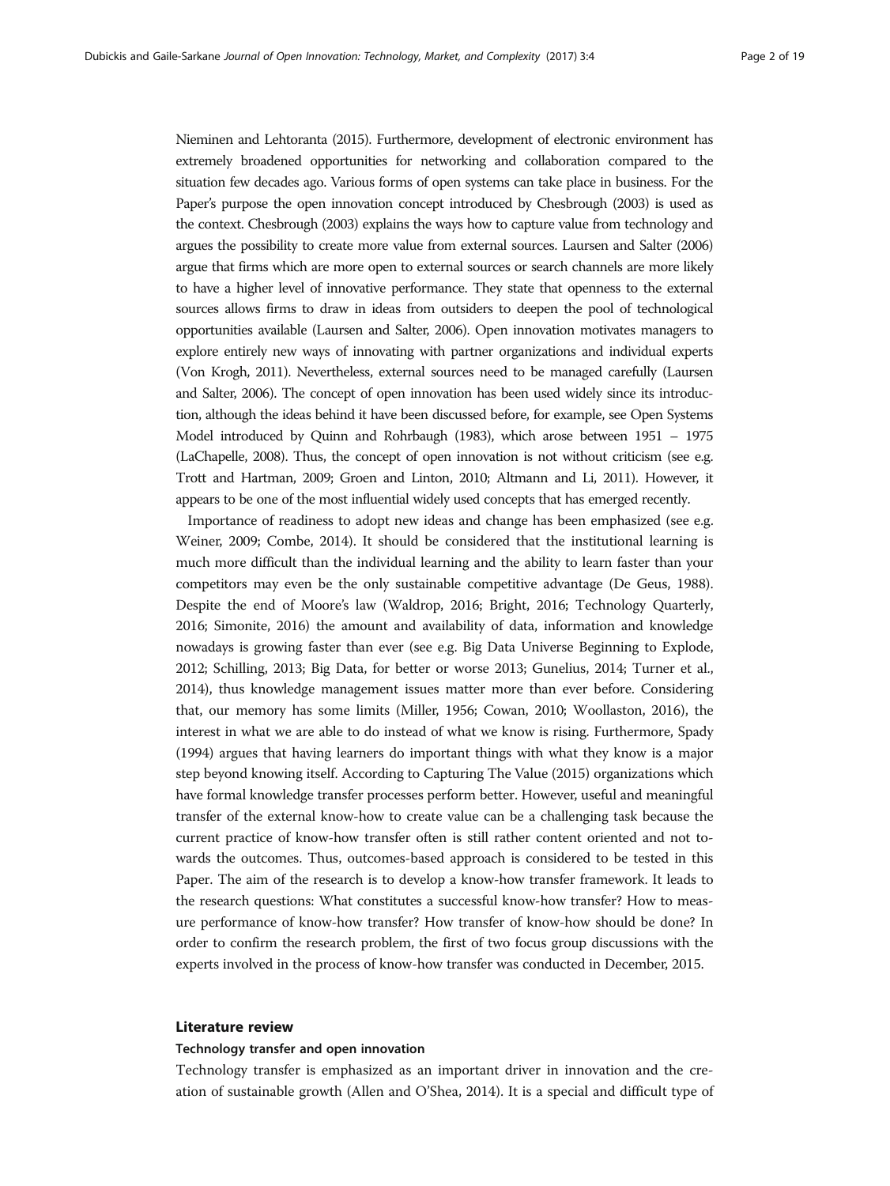Nieminen and Lehtoranta (2015). Furthermore, development of electronic environment has extremely broadened opportunities for networking and collaboration compared to the situation few decades ago. Various forms of open systems can take place in business. For the Paper's purpose the open innovation concept introduced by Chesbrough (2003) is used as the context. Chesbrough (2003) explains the ways how to capture value from technology and argues the possibility to create more value from external sources. Laursen and Salter (2006) argue that firms which are more open to external sources or search channels are more likely to have a higher level of innovative performance. They state that openness to the external sources allows firms to draw in ideas from outsiders to deepen the pool of technological opportunities available (Laursen and Salter, 2006). Open innovation motivates managers to explore entirely new ways of innovating with partner organizations and individual experts (Von Krogh, 2011). Nevertheless, external sources need to be managed carefully (Laursen and Salter, 2006). The concept of open innovation has been used widely since its introduction, although the ideas behind it have been discussed before, for example, see Open Systems Model introduced by Quinn and Rohrbaugh (1983), which arose between 1951 – 1975 (LaChapelle, 2008). Thus, the concept of open innovation is not without criticism (see e.g. Trott and Hartman, 2009; Groen and Linton, 2010; Altmann and Li, 2011). However, it appears to be one of the most influential widely used concepts that has emerged recently.

Importance of readiness to adopt new ideas and change has been emphasized (see e.g. Weiner, 2009; Combe, 2014). It should be considered that the institutional learning is much more difficult than the individual learning and the ability to learn faster than your competitors may even be the only sustainable competitive advantage (De Geus, 1988). Despite the end of Moore's law (Waldrop, 2016; Bright, 2016; Technology Quarterly, 2016; Simonite, 2016) the amount and availability of data, information and knowledge nowadays is growing faster than ever (see e.g. Big Data Universe Beginning to Explode, 2012; Schilling, 2013; Big Data, for better or worse 2013; Gunelius, 2014; Turner et al., 2014), thus knowledge management issues matter more than ever before. Considering that, our memory has some limits (Miller, 1956; Cowan, 2010; Woollaston, 2016), the interest in what we are able to do instead of what we know is rising. Furthermore, Spady (1994) argues that having learners do important things with what they know is a major step beyond knowing itself. According to Capturing The Value (2015) organizations which have formal knowledge transfer processes perform better. However, useful and meaningful transfer of the external know-how to create value can be a challenging task because the current practice of know-how transfer often is still rather content oriented and not towards the outcomes. Thus, outcomes-based approach is considered to be tested in this Paper. The aim of the research is to develop a know-how transfer framework. It leads to the research questions: What constitutes a successful know-how transfer? How to measure performance of know-how transfer? How transfer of know-how should be done? In order to confirm the research problem, the first of two focus group discussions with the experts involved in the process of know-how transfer was conducted in December, 2015.

## Literature review

### Technology transfer and open innovation

Technology transfer is emphasized as an important driver in innovation and the creation of sustainable growth (Allen and O'Shea, 2014). It is a special and difficult type of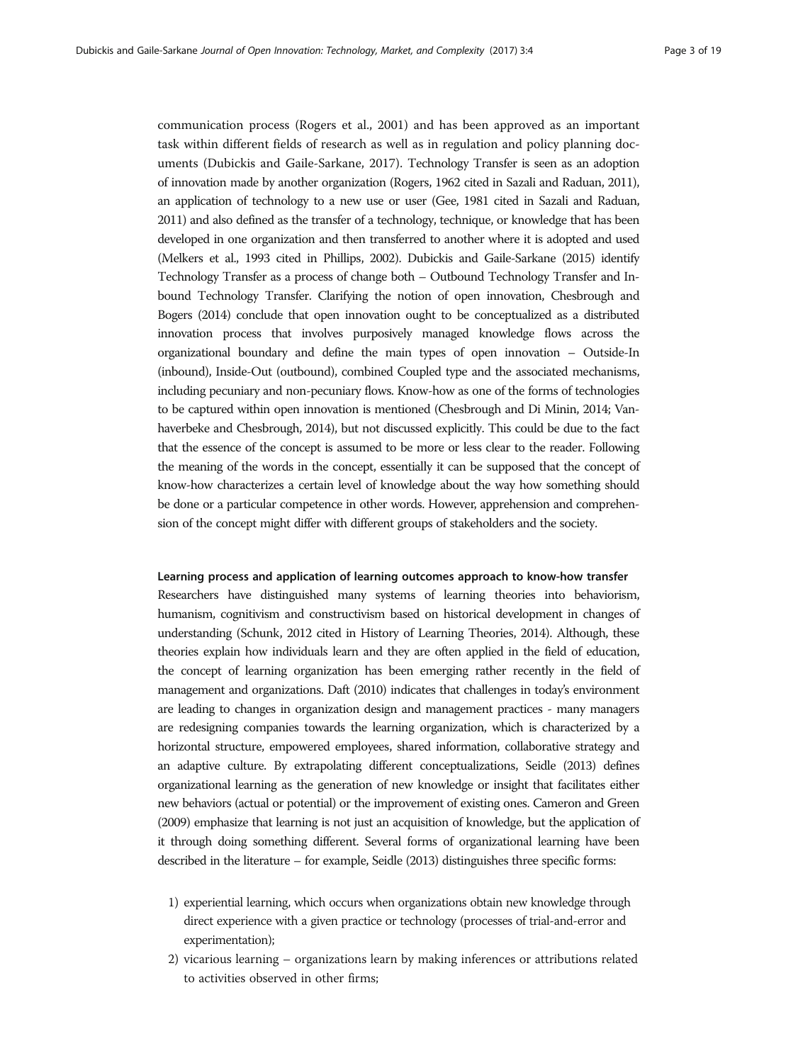communication process (Rogers et al., 2001) and has been approved as an important task within different fields of research as well as in regulation and policy planning documents (Dubickis and Gaile-Sarkane, 2017). Technology Transfer is seen as an adoption of innovation made by another organization (Rogers, 1962 cited in Sazali and Raduan, 2011), an application of technology to a new use or user (Gee, 1981 cited in Sazali and Raduan, 2011) and also defined as the transfer of a technology, technique, or knowledge that has been developed in one organization and then transferred to another where it is adopted and used (Melkers et al., 1993 cited in Phillips, 2002). Dubickis and Gaile-Sarkane (2015) identify Technology Transfer as a process of change both – Outbound Technology Transfer and Inbound Technology Transfer. Clarifying the notion of open innovation, Chesbrough and Bogers (2014) conclude that open innovation ought to be conceptualized as a distributed innovation process that involves purposively managed knowledge flows across the organizational boundary and define the main types of open innovation – Outside-In (inbound), Inside-Out (outbound), combined Coupled type and the associated mechanisms, including pecuniary and non-pecuniary flows. Know-how as one of the forms of technologies to be captured within open innovation is mentioned (Chesbrough and Di Minin, 2014; Vanhaverbeke and Chesbrough, 2014), but not discussed explicitly. This could be due to the fact that the essence of the concept is assumed to be more or less clear to the reader. Following the meaning of the words in the concept, essentially it can be supposed that the concept of know-how characterizes a certain level of knowledge about the way how something should be done or a particular competence in other words. However, apprehension and comprehension of the concept might differ with different groups of stakeholders and the society.

### Learning process and application of learning outcomes approach to know-how transfer

Researchers have distinguished many systems of learning theories into behaviorism, humanism, cognitivism and constructivism based on historical development in changes of understanding (Schunk, 2012 cited in History of Learning Theories, 2014). Although, these theories explain how individuals learn and they are often applied in the field of education, the concept of learning organization has been emerging rather recently in the field of management and organizations. Daft (2010) indicates that challenges in today's environment are leading to changes in organization design and management practices - many managers are redesigning companies towards the learning organization, which is characterized by a horizontal structure, empowered employees, shared information, collaborative strategy and an adaptive culture. By extrapolating different conceptualizations, Seidle (2013) defines organizational learning as the generation of new knowledge or insight that facilitates either new behaviors (actual or potential) or the improvement of existing ones. Cameron and Green (2009) emphasize that learning is not just an acquisition of knowledge, but the application of it through doing something different. Several forms of organizational learning have been described in the literature – for example, Seidle (2013) distinguishes three specific forms:

1) experiential learning, which occurs when organizations obtain new knowledge through direct experience with a given practice or technology (processes of trial-and-error and experimentation);
2) vicarious learning – organizations learn by making inferences or attributions related to activities observed in other firms;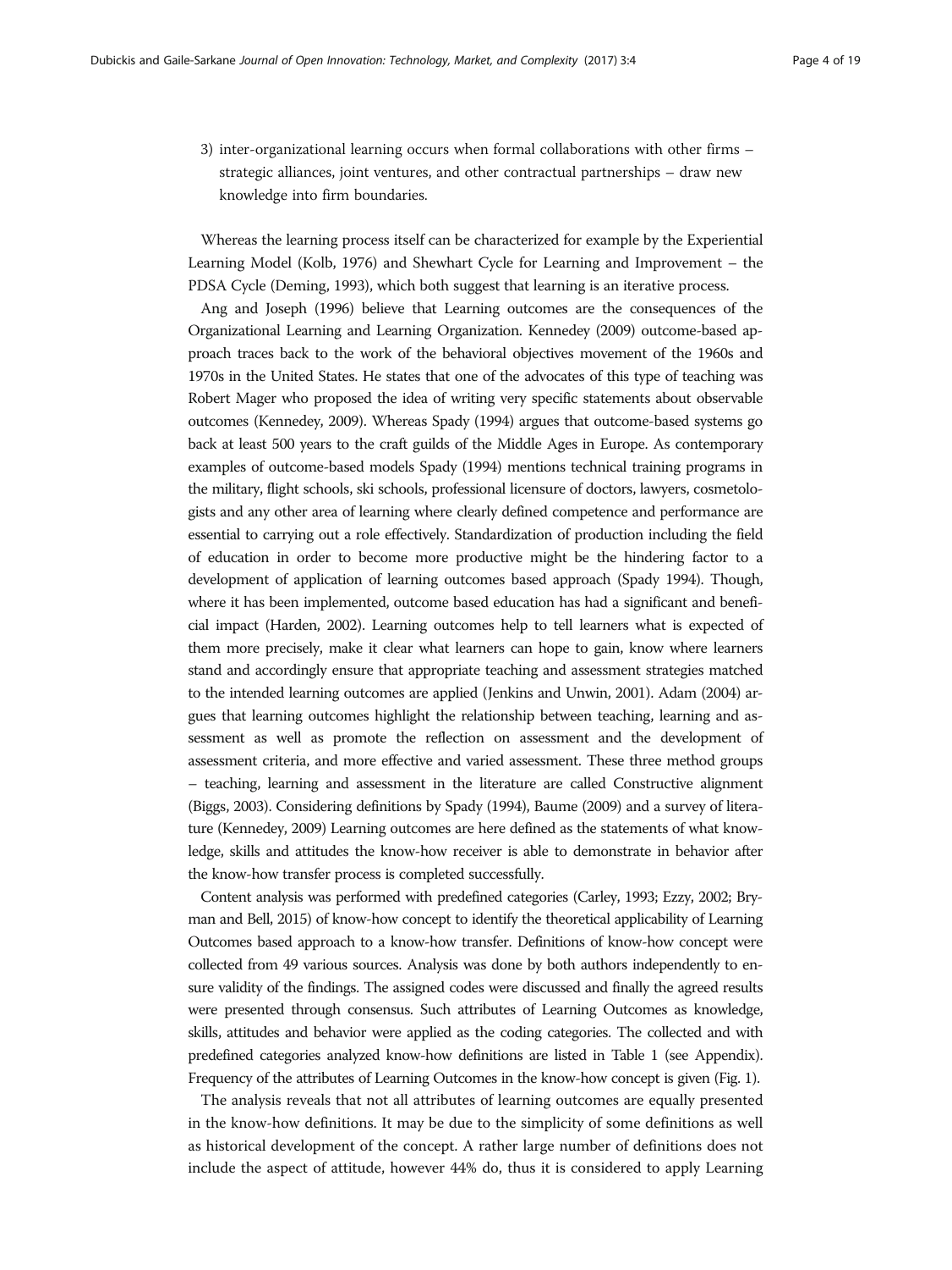3) inter-organizational learning occurs when formal collaborations with other firms – strategic alliances, joint ventures, and other contractual partnerships – draw new knowledge into firm boundaries.

Whereas the learning process itself can be characterized for example by the Experiential Learning Model (Kolb, 1976) and Shewhart Cycle for Learning and Improvement – the PDSA Cycle (Deming, 1993), which both suggest that learning is an iterative process.

Ang and Joseph (1996) believe that Learning outcomes are the consequences of the Organizational Learning and Learning Organization. Kennedey (2009) outcome-based approach traces back to the work of the behavioral objectives movement of the 1960s and 1970s in the United States. He states that one of the advocates of this type of teaching was Robert Mager who proposed the idea of writing very specific statements about observable outcomes (Kennedey, 2009). Whereas Spady (1994) argues that outcome-based systems go back at least 500 years to the craft guilds of the Middle Ages in Europe. As contemporary examples of outcome-based models Spady (1994) mentions technical training programs in the military, flight schools, ski schools, professional licensure of doctors, lawyers, cosmetologists and any other area of learning where clearly defined competence and performance are essential to carrying out a role effectively. Standardization of production including the field of education in order to become more productive might be the hindering factor to a development of application of learning outcomes based approach (Spady 1994). Though, where it has been implemented, outcome based education has had a significant and beneficial impact (Harden, 2002). Learning outcomes help to tell learners what is expected of them more precisely, make it clear what learners can hope to gain, know where learners stand and accordingly ensure that appropriate teaching and assessment strategies matched to the intended learning outcomes are applied (Jenkins and Unwin, 2001). Adam (2004) argues that learning outcomes highlight the relationship between teaching, learning and assessment as well as promote the reflection on assessment and the development of assessment criteria, and more effective and varied assessment. These three method groups – teaching, learning and assessment in the literature are called Constructive alignment (Biggs, 2003). Considering definitions by Spady (1994), Baume (2009) and a survey of literature (Kennedey, 2009) Learning outcomes are here defined as the statements of what knowledge, skills and attitudes the know-how receiver is able to demonstrate in behavior after the know-how transfer process is completed successfully.

Content analysis was performed with predefined categories (Carley, 1993; Ezzy, 2002; Bryman and Bell, 2015) of know-how concept to identify the theoretical applicability of Learning Outcomes based approach to a know-how transfer. Definitions of know-how concept were collected from 49 various sources. Analysis was done by both authors independently to ensure validity of the findings. The assigned codes were discussed and finally the agreed results were presented through consensus. Such attributes of Learning Outcomes as knowledge, skills, attitudes and behavior were applied as the coding categories. The collected and with predefined categories analyzed know-how definitions are listed in Table 1 (see Appendix). Frequency of the attributes of Learning Outcomes in the know-how concept is given (Fig. 1).

The analysis reveals that not all attributes of learning outcomes are equally presented in the know-how definitions. It may be due to the simplicity of some definitions as well as historical development of the concept. A rather large number of definitions does not include the aspect of attitude, however 44% do, thus it is considered to apply Learning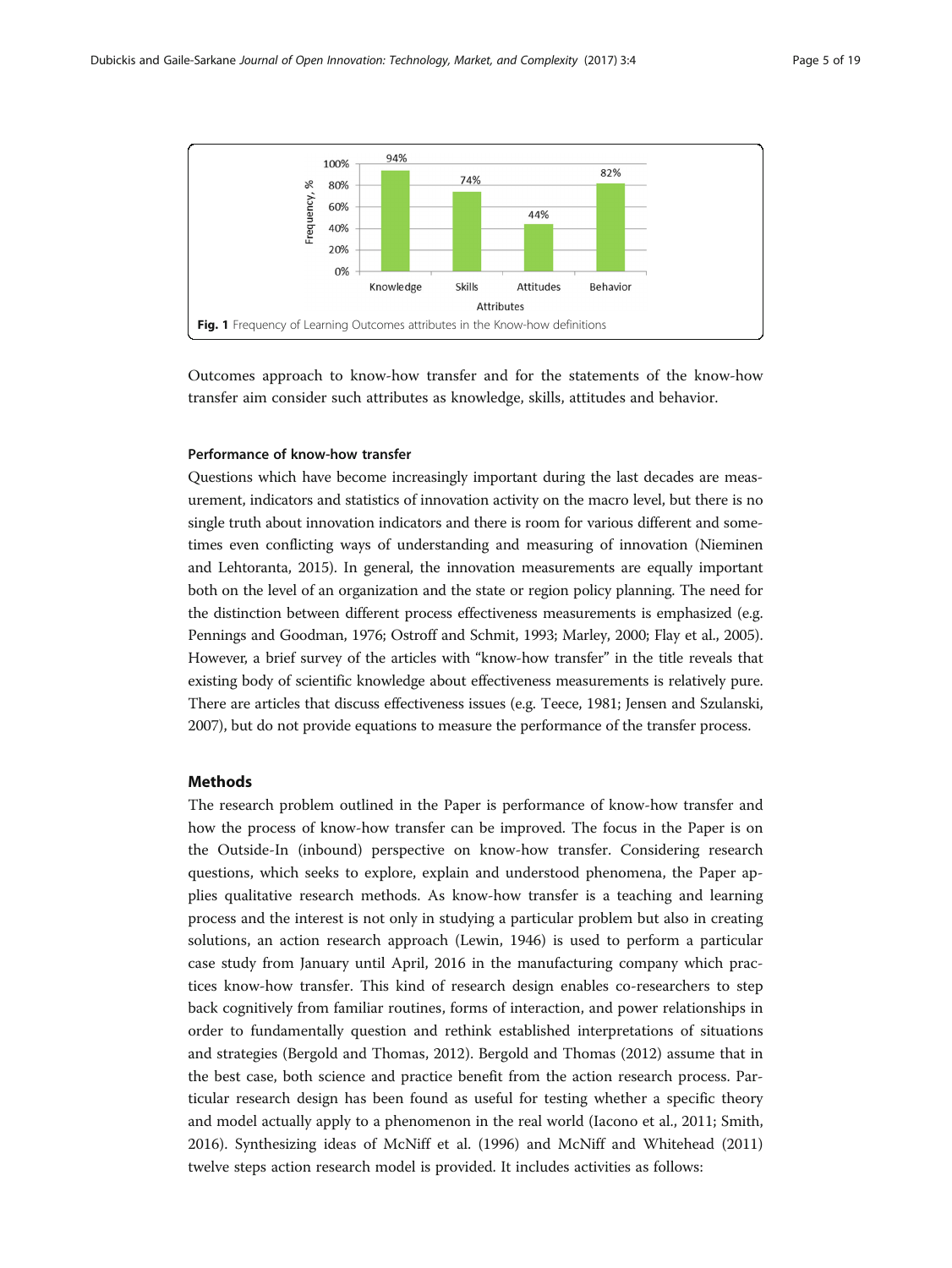Fig. 1 Frequency of Learning Outcomes attributes in the Know-how definitions

Outcomes approach to know-how transfer and for the statements of the know-how transfer aim consider such attributes as knowledge, skills, attitudes and behavior.

### Performance of know-how transfer

Questions which have become increasingly important during the last decades are measurement, indicators and statistics of innovation activity on the macro level, but there is no single truth about innovation indicators and there is room for various different and sometimes even conflicting ways of understanding and measuring of innovation (Nieminen and Lehtoranta, 2015). In general, the innovation measurements are equally important both on the level of an organization and the state or region policy planning. The need for the distinction between different process effectiveness measurements is emphasized (e.g. Pennings and Goodman, 1976; Ostroff and Schmit, 1993; Marley, 2000; Flay et al., 2005). However, a brief survey of the articles with "know-how transfer" in the title reveals that existing body of scientific knowledge about effectiveness measurements is relatively pure. There are articles that discuss effectiveness issues (e.g. Teece, 1981; Jensen and Szulanski, 2007), but do not provide equations to measure the performance of the transfer process.

## Methods

The research problem outlined in the Paper is performance of know-how transfer and how the process of know-how transfer can be improved. The focus in the Paper is on the Outside-In (inbound) perspective on know-how transfer. Considering research questions, which seeks to explore, explain and understood phenomena, the Paper applies qualitative research methods. As know-how transfer is a teaching and learning process and the interest is not only in studying a particular problem but also in creating solutions, an action research approach (Lewin, 1946) is used to perform a particular case study from January until April, 2016 in the manufacturing company which practices know-how transfer. This kind of research design enables co-researchers to step back cognitively from familiar routines, forms of interaction, and power relationships in order to fundamentally question and rethink established interpretations of situations and strategies (Bergold and Thomas, 2012). Bergold and Thomas (2012) assume that in the best case, both science and practice benefit from the action research process. Particular research design has been found as useful for testing whether a specific theory and model actually apply to a phenomenon in the real world (Iacono et al., 2011; Smith, 2016). Synthesizing ideas of McNiff et al. (1996) and McNiff and Whitehead (2011) twelve steps action research model is provided. It includes activities as follows: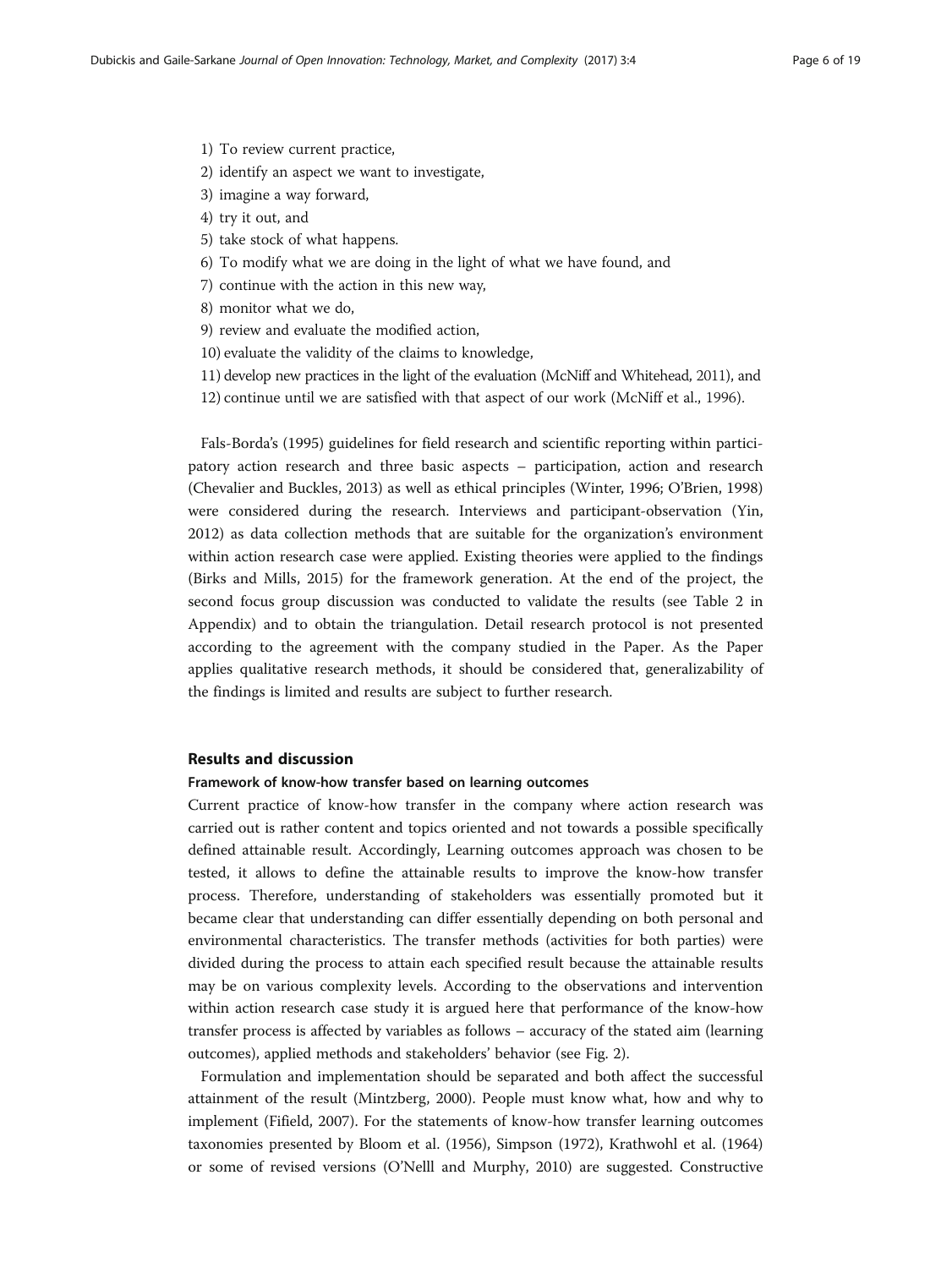1) To review current practice,
2) identify an aspect we want to investigate,
3) imagine a way forward,
4) try it out, and
5) take stock of what happens.
6) To modify what we are doing in the light of what we have found, and
7) continue with the action in this new way,
8) monitor what we do,
9) review and evaluate the modified action,
10) evaluate the validity of the claims to knowledge,
11) develop new practices in the light of the evaluation (McNiff and Whitehead, 2011), and
12) continue until we are satisfied with that aspect of our work (McNiff et al., 1996).

Fals-Borda's (1995) guidelines for field research and scientific reporting within participatory action research and three basic aspects – participation, action and research (Chevalier and Buckles, 2013) as well as ethical principles (Winter, 1996; O'Brien, 1998) were considered during the research. Interviews and participant-observation (Yin, 2012) as data collection methods that are suitable for the organization's environment within action research case were applied. Existing theories were applied to the findings (Birks and Mills, 2015) for the framework generation. At the end of the project, the second focus group discussion was conducted to validate the results (see Table 2 in Appendix) and to obtain the triangulation. Detail research protocol is not presented according to the agreement with the company studied in the Paper. As the Paper applies qualitative research methods, it should be considered that, generalizability of the findings is limited and results are subject to further research.

## Results and discussion

### Framework of know-how transfer based on learning outcomes

Current practice of know-how transfer in the company where action research was carried out is rather content and topics oriented and not towards a possible specifically defined attainable result. Accordingly, Learning outcomes approach was chosen to be tested, it allows to define the attainable results to improve the know-how transfer process. Therefore, understanding of stakeholders was essentially promoted but it became clear that understanding can differ essentially depending on both personal and environmental characteristics. The transfer methods (activities for both parties) were divided during the process to attain each specified result because the attainable results may be on various complexity levels. According to the observations and intervention within action research case study it is argued here that performance of the know-how transfer process is affected by variables as follows – accuracy of the stated aim (learning outcomes), applied methods and stakeholders' behavior (see Fig. 2).

Formulation and implementation should be separated and both affect the successful attainment of the result (Mintzberg, 2000). People must know what, how and why to implement (Fifield, 2007). For the statements of know-how transfer learning outcomes taxonomies presented by Bloom et al. (1956), Simpson (1972), Krathwohl et al. (1964) or some of revised versions (O'Nelll and Murphy, 2010) are suggested. Constructive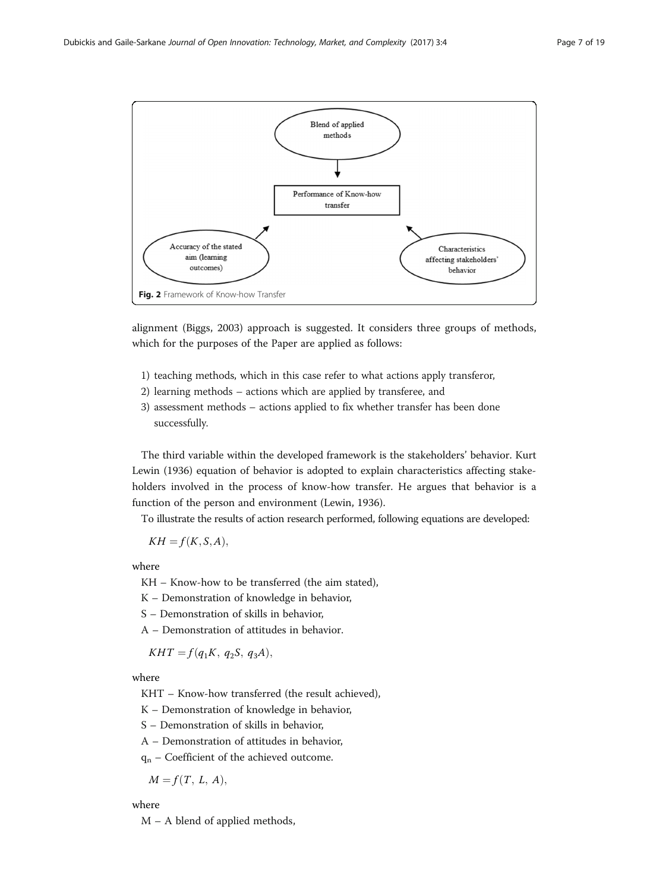Blend of applied methods

Performance of Know-how transfer

Accuracy of the stated aim (learning outcomes)

Characteristics affecting stakeholders' behavior

**Fig. 2** Framework of Know-how Transfer

alignment (Biggs, 2003) approach is suggested. It considers three groups of methods, which for the purposes of the Paper are applied as follows:

1) teaching methods, which in this case refer to what actions apply transferor,
2) learning methods – actions which are applied by transferee, and
3) assessment methods – actions applied to fix whether transfer has been done successfully.

The third variable within the developed framework is the stakeholders' behavior. Kurt Lewin (1936) equation of behavior is adopted to explain characteristics affecting stakeholders involved in the process of know-how transfer. He argues that behavior is a function of the person and environment (Lewin, 1936).

To illustrate the results of action research performed, following equations are developed:

$$KH = f(K, S, A),$$

where

KH – Know-how to be transferred (the aim stated),
K – Demonstration of knowledge in behavior,
S – Demonstration of skills in behavior,
A – Demonstration of attitudes in behavior.

$$KHT = f(q_1K,\ q_2S,\ q_3A),$$

where

KHT – Know-how transferred (the result achieved),
K – Demonstration of knowledge in behavior,
S – Demonstration of skills in behavior,
A – Demonstration of attitudes in behavior,
$q_n$ – Coefficient of the achieved outcome.

$$M = f(T,\ L,\ A),$$

where

M – A blend of applied methods,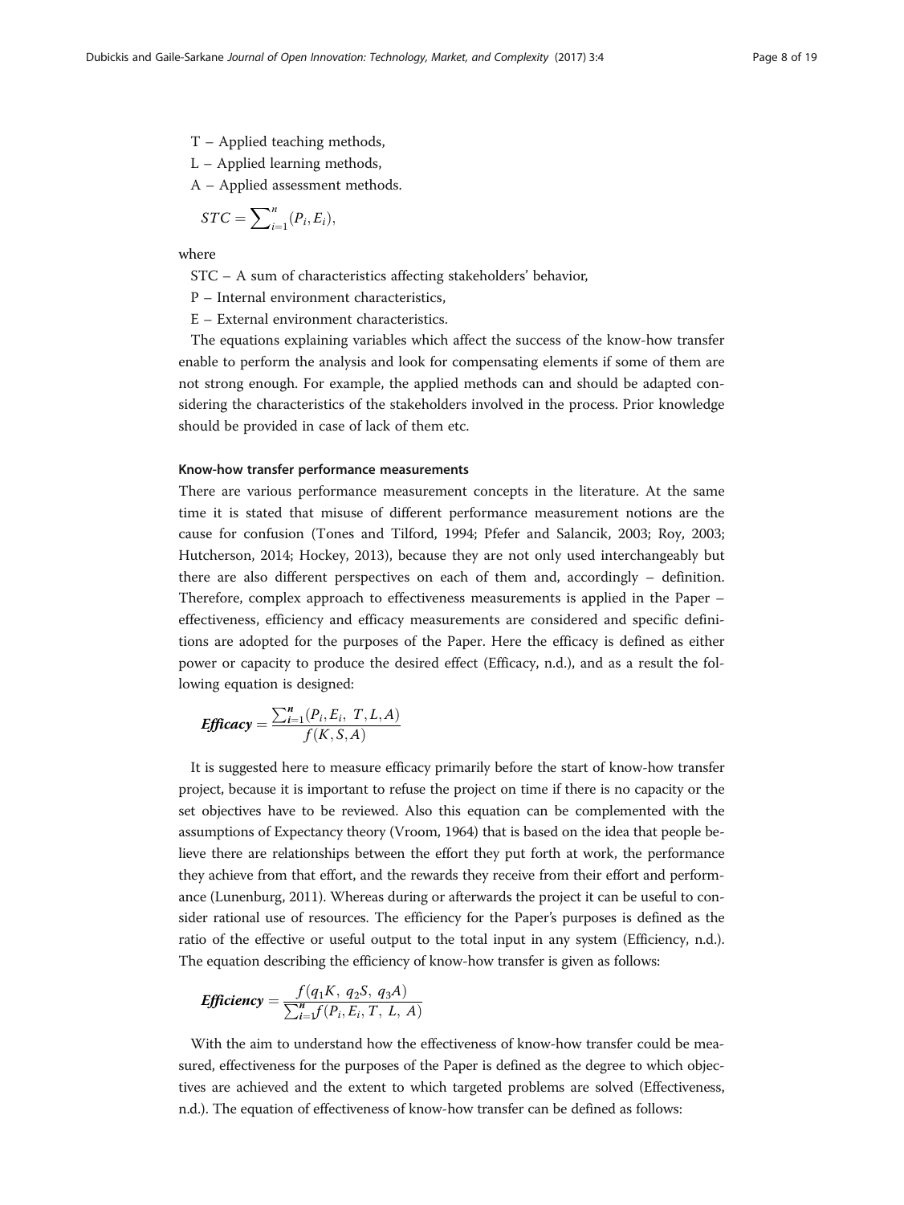T – Applied teaching methods,

L – Applied learning methods,

A – Applied assessment methods.

$$STC = \sum_{i=1}^{n} (P_i, E_i),$$

where

STC – A sum of characteristics affecting stakeholders' behavior,

P – Internal environment characteristics,

E – External environment characteristics.

The equations explaining variables which affect the success of the know-how transfer enable to perform the analysis and look for compensating elements if some of them are not strong enough. For example, the applied methods can and should be adapted considering the characteristics of the stakeholders involved in the process. Prior knowledge should be provided in case of lack of them etc.

#### Know-how transfer performance measurements

There are various performance measurement concepts in the literature. At the same time it is stated that misuse of different performance measurement notions are the cause for confusion (Tones and Tilford, 1994; Pfefer and Salancik, 2003; Roy, 2003; Hutcherson, 2014; Hockey, 2013), because they are not only used interchangeably but there are also different perspectives on each of them and, accordingly – definition. Therefore, complex approach to effectiveness measurements is applied in the Paper – effectiveness, efficiency and efficacy measurements are considered and specific definitions are adopted for the purposes of the Paper. Here the efficacy is defined as either power or capacity to produce the desired effect (Efficacy, n.d.), and as a result the following equation is designed:

$$\boldsymbol{Efficacy} = \frac{\sum_{i=1}^{n} (P_i, E_i, T, L, A)}{f(K, S, A)}$$

It is suggested here to measure efficacy primarily before the start of know-how transfer project, because it is important to refuse the project on time if there is no capacity or the set objectives have to be reviewed. Also this equation can be complemented with the assumptions of Expectancy theory (Vroom, 1964) that is based on the idea that people believe there are relationships between the effort they put forth at work, the performance they achieve from that effort, and the rewards they receive from their effort and performance (Lunenburg, 2011). Whereas during or afterwards the project it can be useful to consider rational use of resources. The efficiency for the Paper's purposes is defined as the ratio of the effective or useful output to the total input in any system (Efficiency, n.d.). The equation describing the efficiency of know-how transfer is given as follows:

$$\boldsymbol{Efficiency} = \frac{f(q_1 K, q_2 S, q_3 A)}{\sum_{i=1}^{n} f(P_i, E_i, T, L, A)}$$

With the aim to understand how the effectiveness of know-how transfer could be measured, effectiveness for the purposes of the Paper is defined as the degree to which objectives are achieved and the extent to which targeted problems are solved (Effectiveness, n.d.). The equation of effectiveness of know-how transfer can be defined as follows: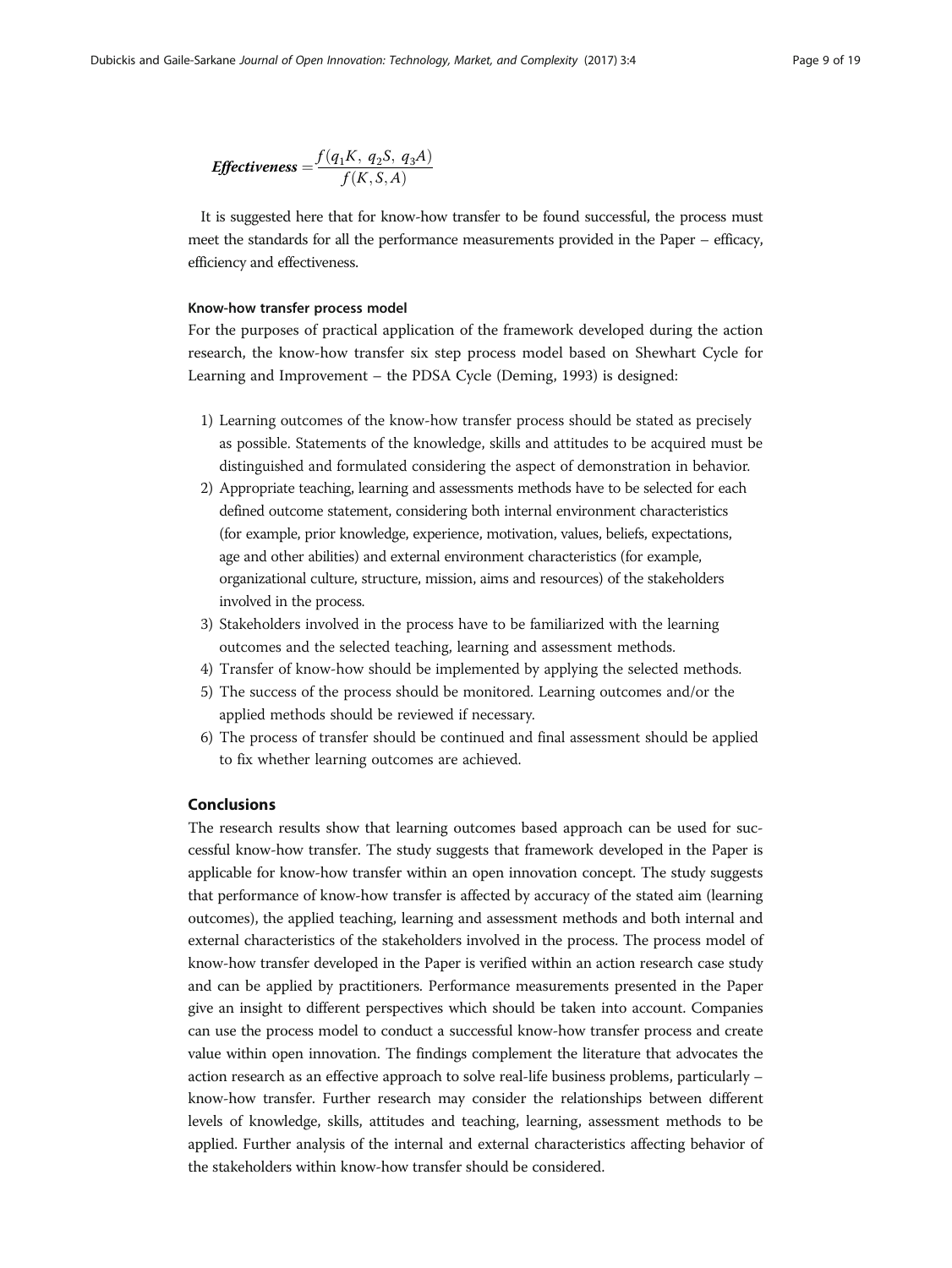$$\boldsymbol{Effectiveness} = \frac{f(q_1 K,\ q_2 S,\ q_3 A)}{f(K, S, A)}$$

It is suggested here that for know-how transfer to be found successful, the process must meet the standards for all the performance measurements provided in the Paper – efficacy, efficiency and effectiveness.

#### Know-how transfer process model

For the purposes of practical application of the framework developed during the action research, the know-how transfer six step process model based on Shewhart Cycle for Learning and Improvement – the PDSA Cycle (Deming, 1993) is designed:

1) Learning outcomes of the know-how transfer process should be stated as precisely as possible. Statements of the knowledge, skills and attitudes to be acquired must be distinguished and formulated considering the aspect of demonstration in behavior.
2) Appropriate teaching, learning and assessments methods have to be selected for each defined outcome statement, considering both internal environment characteristics (for example, prior knowledge, experience, motivation, values, beliefs, expectations, age and other abilities) and external environment characteristics (for example, organizational culture, structure, mission, aims and resources) of the stakeholders involved in the process.
3) Stakeholders involved in the process have to be familiarized with the learning outcomes and the selected teaching, learning and assessment methods.
4) Transfer of know-how should be implemented by applying the selected methods.
5) The success of the process should be monitored. Learning outcomes and/or the applied methods should be reviewed if necessary.
6) The process of transfer should be continued and final assessment should be applied to fix whether learning outcomes are achieved.

## Conclusions

The research results show that learning outcomes based approach can be used for successful know-how transfer. The study suggests that framework developed in the Paper is applicable for know-how transfer within an open innovation concept. The study suggests that performance of know-how transfer is affected by accuracy of the stated aim (learning outcomes), the applied teaching, learning and assessment methods and both internal and external characteristics of the stakeholders involved in the process. The process model of know-how transfer developed in the Paper is verified within an action research case study and can be applied by practitioners. Performance measurements presented in the Paper give an insight to different perspectives which should be taken into account. Companies can use the process model to conduct a successful know-how transfer process and create value within open innovation. The findings complement the literature that advocates the action research as an effective approach to solve real-life business problems, particularly – know-how transfer. Further research may consider the relationships between different levels of knowledge, skills, attitudes and teaching, learning, assessment methods to be applied. Further analysis of the internal and external characteristics affecting behavior of the stakeholders within know-how transfer should be considered.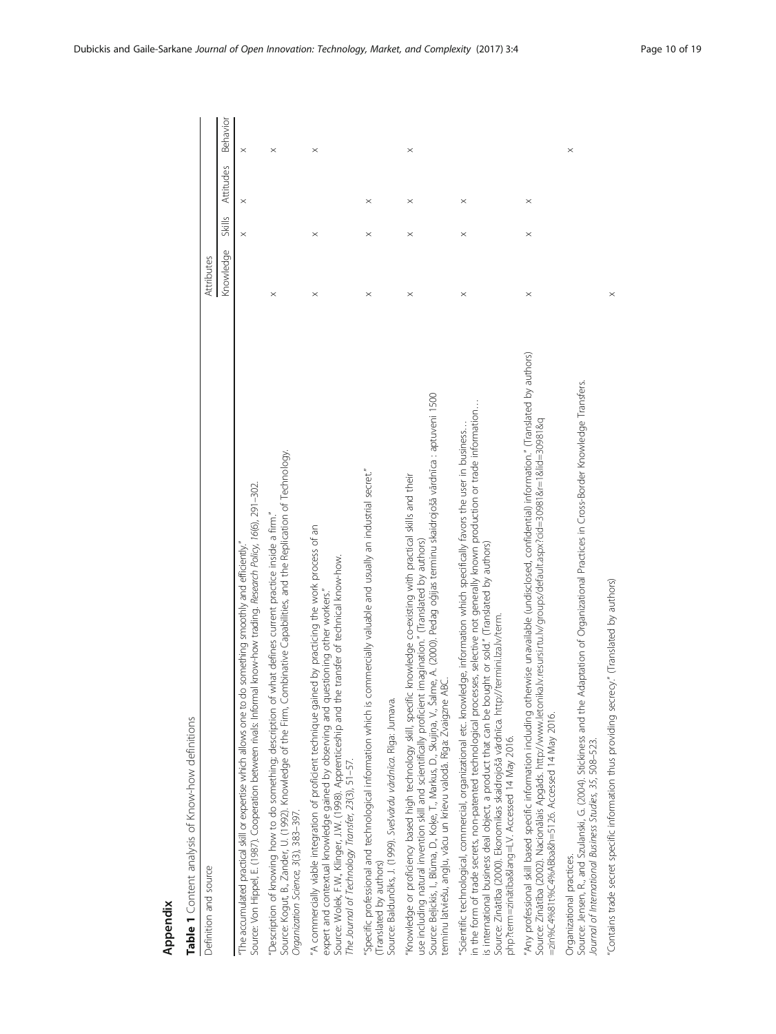## Appendix

**Table 1** Content analysis of Know-how definitions

| Definition and source | Attributes | | | |
|---|---|---|---|---|
| | Knowledge | Skills | Attitudes | Behavior |
| "The accumulated practical skill or expertise which allows one to do something smoothly and efficiently." Source: Von Hippel, E. (1987). Cooperation between rivals: Informal know-how trading. *Research Policy, 16*(6), 291–302. | | × | × | × |
| "Description of knowing how to do something; description of what defines current practice inside a firm." Source: Kogut, B., Zander, U. (1992). Knowledge of the Firm, Combinative Capabilities, and the Replication of Technology. *Organization Science, 3*(3), 383–397. | × | | | × |
| "A commercially viable integration of proficient technique gained by practicing the work process of an expert and contextual knowledge gained by observing and questioning other workers." Source: Wolek, F.W., Klinger, J.W. (1998). Apprenticeship and the transfer of technical know-how. *The Journal of Technology Transfer, 23*(3), 51–57. | × | × | | × |
| "Specific professional and technological information which is commercially valuable and usually an industrial secret." (Translated by authors) Source: Balduņčiks, J. (1999). *Svešvārdu vārdnīca*. Rīga: Jumava. | × | × | × | |
| "Knowledge or proficiency based high technology skill, specific knowledge co-existing with practical skills and their use including natural invention skill and scientifically proficient imagination." (Translated by authors) Source: Beļickis, I., Blūma, D., Koķe, T., Markus, D., Skujiņa, V., Šalme, A. (2000). Pedagoģijas terminu skaidrojošā vārdnīca : aptuveni 1500 terminu latviešu, angļu, vācu un krievu valodā. Rīga: Zvaigzne ABC. | × | × | × | × |
| "Scientific technological, commercial, organizational etc. knowledge, information which specifically favors the user in business... in the form of trade secrets, non-patented technological processes, selective not generally known production or trade information... is international business deal object, a product that can be bought or sold." (Translated by authors) Source: Zinātība (2000). Ekonomikas skaidrojošā vārdnīca. http://termini.lza.lv/term.php?term=zinātība&lang=LV. Accessed 14 May 2016. | × | × | × | |
| "Any professional skill based specific information including otherwise unavailable (undisclosed, confidential) information." (Translated by authors) Source: Zinātība (2002). Nacionālais Apgāds. http://www.letonika.lv.resursi.rtu.lv/groups/default.aspx?cid=30981&r=1&lid=30981&q=zin%C4%81t%C4%ABba&h=5126. Accessed 14 May 2016. | × | × | × | |
| Organizational practices. Source: Jensen, R., and Szulanski, G. (2004). Stickiness and the Adaptation of Organizational Practices in Cross-Border Knowledge Transfers. *Journal of International Business Studies, 35*, 508–523. | | | | × |
| "Contains trade secret specific information thus providing secrecy." (Translated by authors) | × | | | |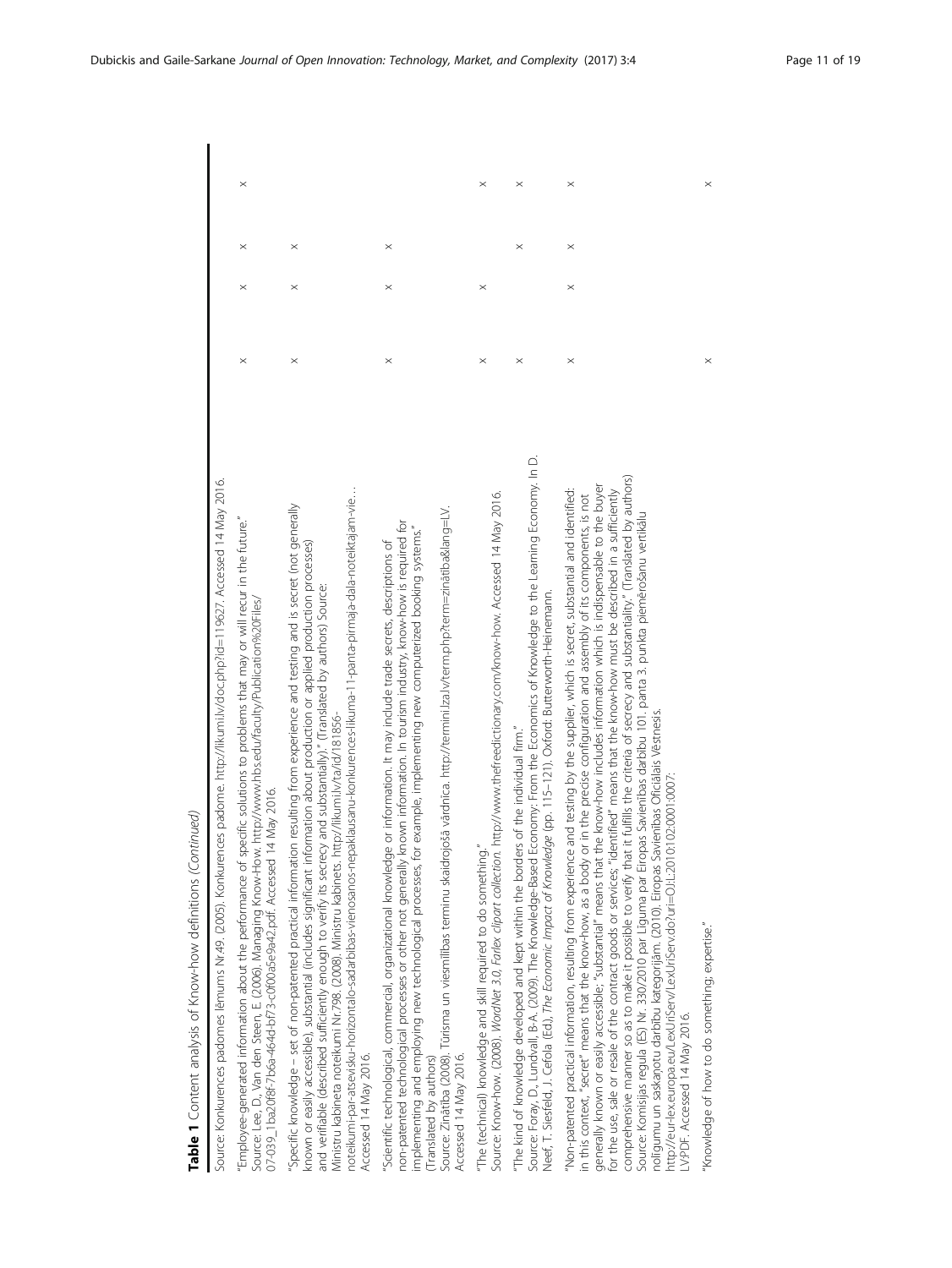**Table 1** Content analysis of Know-how definitions *(Continued)*

| Definition | | | | |
|---|---|---|---|---|
| Source: Konkurences padomes lēmums Nr.49. (2005). Konkurences padome. http://likumi.lv/doc.php?id=119627. Accessed 14 May 2016. | | | | |
| "Employee-generated information about the performance of specific solutions to problems that may or will recur in the future." Source: Lee, D., Van den Steen, E. (2006). Managing Know-How. http://www.hbs.edu/faculty/Publication%20Files/07-039_1ba20f8f-7b6a-464d-bf73-c0f00a5e9a42.pdf. Accessed 14 May 2016. | × | × | × | × |
| "Specific knowledge – set of non-patented practical information resulting from experience and testing and is secret (not generally known or easily accessible), substantial (includes significant information about production or applied production processes) and verifiable (described sufficiently enough to verify its secrecy and substantially)." (Translated by authors) Source: Ministru kabineta noteikumi Nr.798. (2008). Ministru kabinets. http://likumi.lv/ta/id/181856-noteikumi-par-atsevisku-horizontalo-sadarbibas-vienosanos-nepaklausanu-konkurences-likuma-11-panta-pirmaja-dala-noteiktajam-vie… Accessed 14 May 2016. | × | × | × | |
| "Scientific technological, commercial, organizational knowledge or information. It may include trade secrets, descriptions of non-patented technological processes or other not generally known information. In tourism industry, know-how is required for implementing and employing new technological processes, for example, implementing new computerized booking systems." (Translated by authors) Source: Zinātiba (2008). Tūrisma un viesmīlības terminu skaidrojošā vārdnīca. http://termini.lza.lv/term.php?term=zinātiba&lang=LV. Accessed 14 May 2016. | × | × | × | |
| "The (technical) knowledge and skill required to do something." Source: Know-how. (2008). *WordNet 3.0, Farlex clipart collection*. http://www.thefreedictionary.com/know-how. Accessed 14 May 2016. | × | × | | × |
| "The kind of knowledge developed and kept within the borders of the individual firm." Source: Foray, D., Lundvall, B-A. (2009). The Knowledge-Based Economy: From the Economics of Knowledge to the Learning Economy. In D. Neef, T. Siesfeld, J. Cefola (Ed.), *The Economic Impact of Knowledge* (pp. 115–121). Oxford: Butterworth-Heinemann. | × | | × | × |
| "Non-patented practical information, resulting from experience and testing by the supplier, which is secret, substantial and identified: in this context, "secret" means that the know-how, as a body or in the precise configuration and assembly of its components, is not generally known or easily accessible; "substantial" means that the know-how includes information which is indispensable to the buyer for the use, sale or resale of the contract goods or services; "identified" means that the know-how must be described in a sufficiently comprehensive manner so as to make it possible to verify that it fulfills the criteria of secrecy and substantiality." (Translated by authors) Source: Komisijas regula (ES) Nr. 330/2010 par Līguma par Eiropas Savienības darbību 101. panta 3. punkta piemērošanu vertikālu nolīgumu un saskaņotu darbību kategorijām. (2010). Eiropas Savienības Oficiālais Vēstnesis. http://eur-lex.europa.eu/LexUriServ/LexUriServ.do?uri=OJ:L:2010:102:0001:0007:LV:PDF. Accessed 14 May 2016. | × | × | × | × |
| "Knowledge of how to do something; expertise." | × | | | × |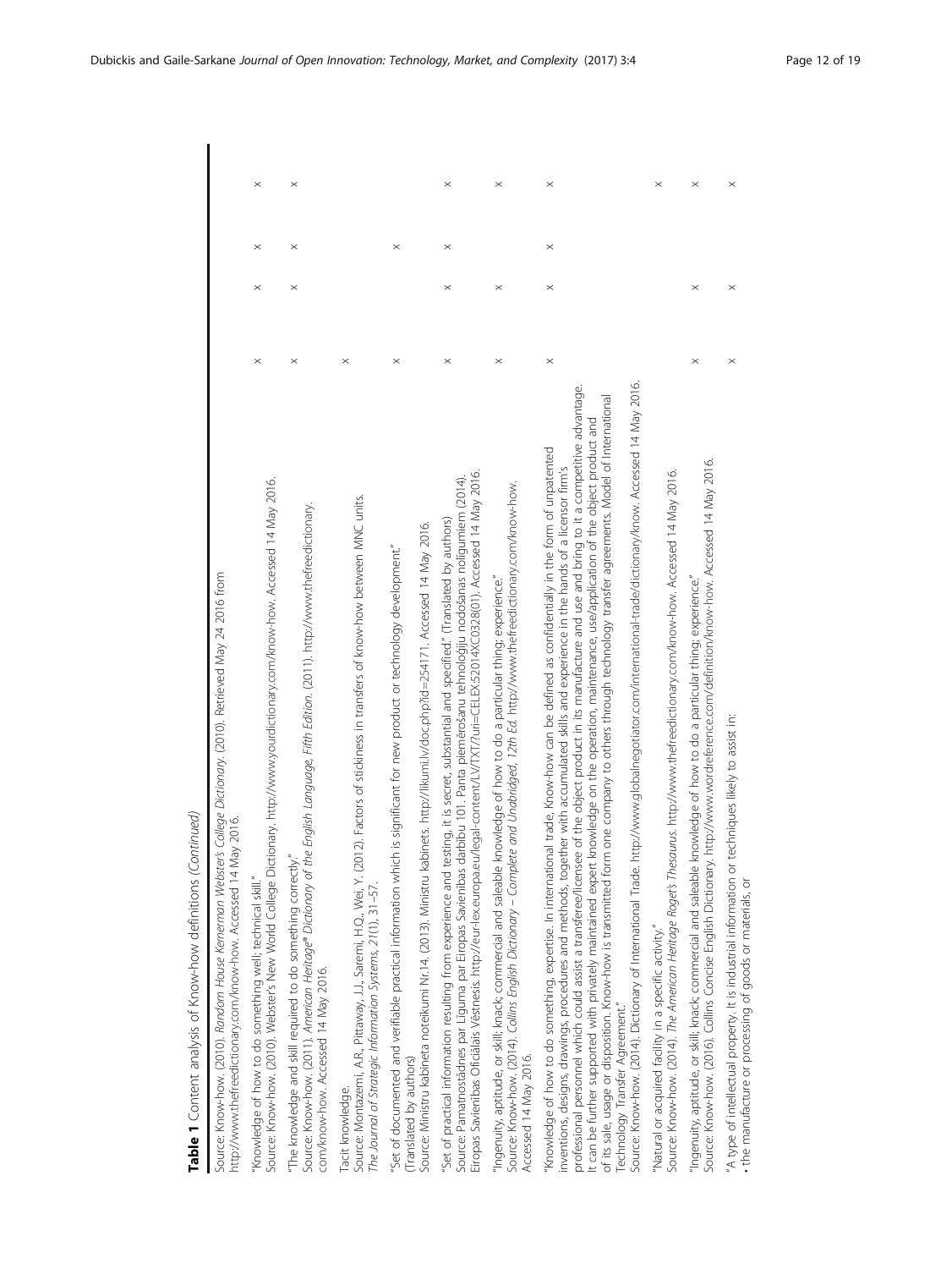**Table 1** Content analysis of Know-how definitions *(Continued)*

| | | | | |
|---|---|---|---|---|
| Source: Know-how. (2010). *Random House Kernerman Webster's College Dictionary*. (2010). Retrieved May 24 2016 from http://www.thefreedictionary.com/know-how. Accessed 14 May 2016. | | | | |
| "Knowledge of how to do something well; technical skill."<br>Source: Know-how. (2010). Webster's New World College Dictionary. http://www.yourdictionary.com/know-how. Accessed 14 May 2016. | × | × | × | × |
| "The knowledge and skill required to do something correctly."<br>Source: Know-how. (2011). *American Heritage® Dictionary of the English Language, Fifth Edition*. (2011). http://www.thefreedictionary.com/know-how. Accessed 14 May 2016. | × | × | × | × |
| Tacit knowledge.<br>Source: Montazemi, A.R., Pittaway, J.J., Saremi, H.Q., Wei, Y. (2012). Factors of stickiness in transfers of know-how between MNC units. *The Journal of Strategic Information Systems, 21*(1), 31–57. | × | | | |
| "Set of documented and verifiable practical information which is significant for new product or technology development."<br>(Translated by authors)<br>Source: Ministru kabineta noteikumi Nr.14. (2013). Ministru kabinets. http://likumi.lv/doc.php?id=254171. Accessed 14 May 2016. | × | | × | |
| "Set of practical information resulting from experience and testing, it is secret, substantial and specified." (Translated by authors)<br>Source: Pamatnostādnes par Līguma par Eiropas Savienības darbību 101. Panta piemērošanu tehnoloģiju nodošanas nolīgumiem (2014). Eiropas Savienības Oficiālais Vēstnesis. http://eur-lex.europa.eu/legal-content/LV/TXT/?uri=CELEX:52014XC0328(01). Accessed 14 May 2016. | × | × | × | × |
| "Ingenuity, aptitude, or skill; knack; commercial and saleable knowledge of how to do a particular thing; experience."<br>Source: Know-how. (2014). *Collins English Dictionary – Complete and Unabridged, 12th Ed.* http://www.thefreedictionary.com/know-how. Accessed 14 May 2016. | × | × | | × |
| "Knowledge of how to do something, expertise. In international trade, Know-how can be defined as confidentially in the form of unpatented inventions, designs, drawings, procedures and methods, together with accumulated skills and experience in the hands of a licensor firm's professional personnel which could assist a transferee/licensee of the object product in its manufacture and use and bring to it a competitive advantage. It can be further supported with privately maintained expert knowledge on the operation, maintenance, use/application of the object product and of its sale, usage or disposition. Know-how is transmitted form one company to others through technology transfer agreements. Model of International Technology Transfer Agreement."<br>Source: Know-how. (2014). Dictionary of International Trade. http://www.globalnegotiator.com/international-trade/dictionary/know. Accessed 14 May 2016. | × | × | × | × |
| "Natural or acquired facility in a specific activity."<br>Source: Know-how. (2014). *The American Heritage Roget's Thesaurus*. http://www.thefreedictionary.com/know-how. Accessed 14 May 2016. | | | | × |
| "Ingenuity, aptitude, or skill; knack; commercial and saleable knowledge of how to do a particular thing; experience."<br>Source: Know-how. (2016). Collins Concise English Dictionary. http://www.wordreference.com/definition/know-how. Accessed 14 May 2016. | × | × | | × |
| "A type of intellectual property. It is industrial information or techniques likely to assist in:<br>• the manufacture or processing of goods or materials, or | × | × | | × |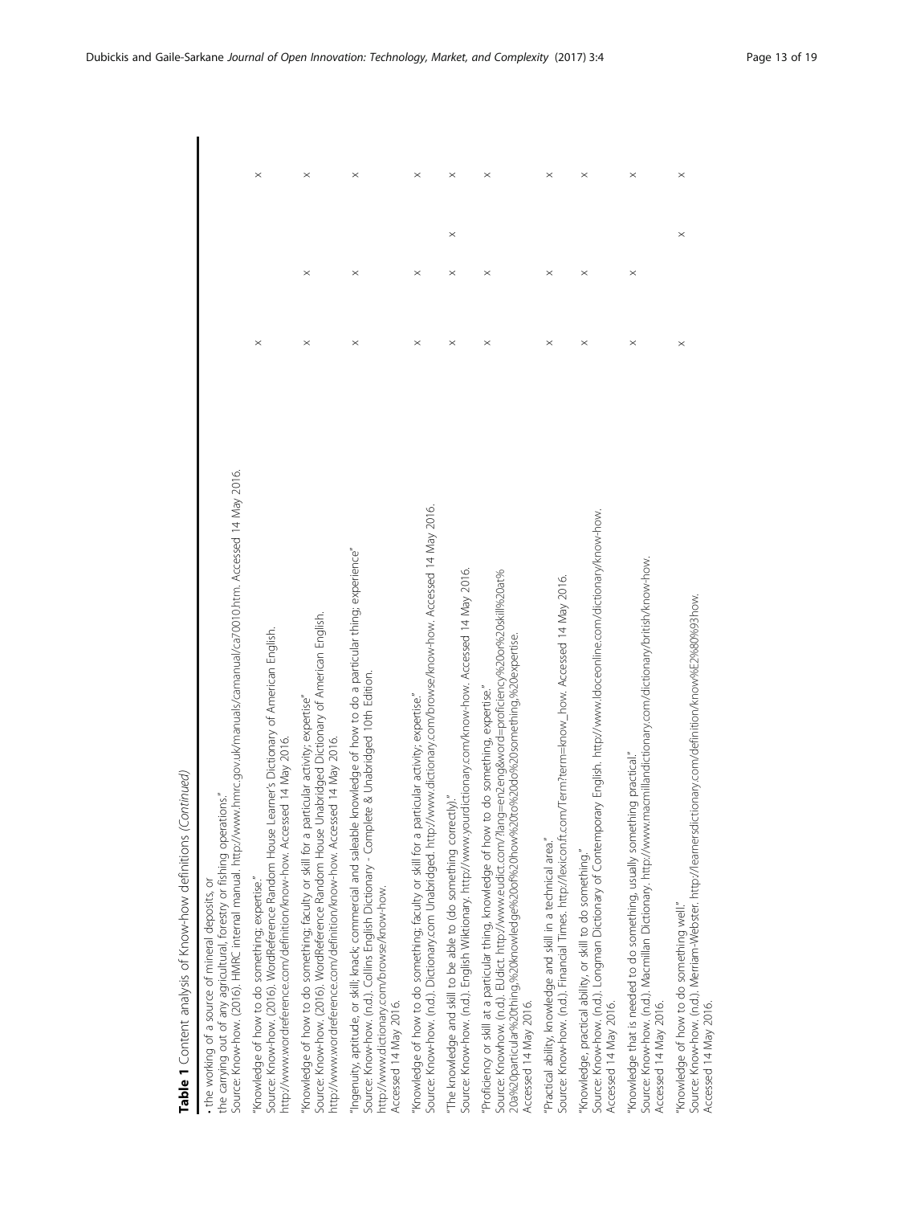**Table 1** Content analysis of Know-how definitions *(Continued)*

| | | | | |
|---|---|---|---|---|
| • the working of a source of mineral deposits, or<br>the carrying out of any agricultural, forestry or fishing operations."<br>Source: Know-how. (2016). HMRC internal manual. http://www.hmrc.gov.uk/manuals/camanual/ca70010.htm. Accessed 14 May 2016. | | | | |
| "Knowledge of how to do something; expertise."<br>Source: Know-how. (2016). WordReference Random House Learner's Dictionary of American English. http://www.wordreference.com/definition/know-how. Accessed 14 May 2016. | × | | | × |
| "Knowledge of how to do something; faculty or skill for a particular activity; expertise"<br>Source: Know-how. (2016). WordReference Random House Unabridged Dictionary of American English. http://www.wordreference.com/definition/know-how. Accessed 14 May 2016. | × | × | | × |
| "Ingenuity, aptitude, or skill; knack; commercial and saleable knowledge of how to do a particular thing; experience"<br>Source: Know-how. (n.d.). Collins English Dictionary - Complete & Unabridged 10th Edition. http://www.dictionary.com/browse/know-how. Accessed 14 May 2016. | × | × | | × |
| "Knowledge of how to do something; faculty or skill for a particular activity; expertise."<br>Source: Know-how. (n.d.). Dictionary.com Unabridged. http://www.dictionary.com/browse/know-how. Accessed 14 May 2016. | × | × | | × |
| "The knowledge and skill to be able to (do something correctly)."<br>Source: Know-how. (n.d.). English Wiktionary. http://www.yourdictionary.com/know-how. Accessed 14 May 2016. | × | × | × | × |
| "Proficiency or skill at a particular thing, knowledge of how to do something, expertise."<br>Source: Knowhow. (n.d.). EUdict. http://www.eudict.com/?lang=en2eng&word=proficiency%20or%20skill%20at%20a%20particular%20thing,%20knowledge%20of%20how%20to%20do%20something,%20expertise. Accessed 14 May 2016. | × | × | | × |
| "Practical ability, knowledge and skill in a technical area."<br>Source: Know-how. (n.d.). Financial Times. http://lexicon.ft.com/Term?term=know_how. Accessed 14 May 2016. | × | × | | × |
| "Knowledge, practical ability, or skill to do something."<br>Source: Know-how. (n.d.). Longman Dictionary of Contemporary English. http://www.ldoceonline.com/dictionary/know-how. Accessed 14 May 2016. | × | × | | × |
| "Knowledge that is needed to do something, usually something practical."<br>Source: Know-how. (n.d.). Macmillan Dictionary. http://www.macmillandictionary.com/dictionary/british/know-how. Accessed 14 May 2016. | × | × | | × |
| "Knowledge of how to do something well."<br>Source: Know-how. (n.d.). Merriam-Webster. http://learnersdictionary.com/definition/know%E2%80%93how. Accessed 14 May 2016. | × | | × | × |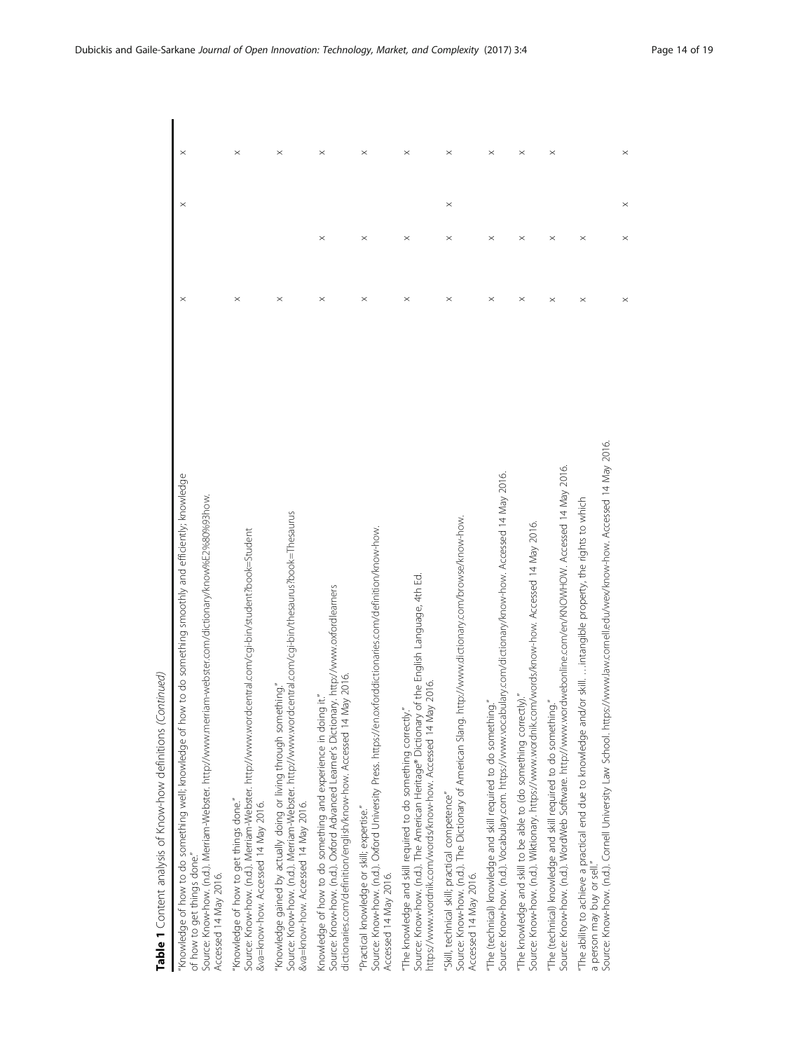**Table 1** Content analysis of Know-how definitions (*Continued*)

| | | | | |
|---|---|---|---|---|
| "Knowledge of how to do something well; knowledge of how to do something smoothly and efficiently; knowledge of how to get things done."<br>Source: Know-how. (n.d.). Merriam-Webster. http://www.merriam-webster.com/dictionary/know%E2%80%93how. Accessed 14 May 2016. | × | | × | × |
| "Knowledge of how to get things done."<br>Source: Know-how. (n.d.). Merriam-Webster. http://www.wordcentral.com/cgi-bin/student?book=Student&va=know-how. Accessed 14 May 2016. | × | | | × |
| "Knowledge gained by actually doing or living through something."<br>Source: Know-how. (n.d.). Merriam-Webster. http://www.wordcentral.com/cgi-bin/thesaurus?book=Thesaurus&va=know-how. Accessed 14 May 2016. | × | | | × |
| Knowledge of how to do something and experience in doing it."<br>Source: Know-how. (n.d.). Oxford Advanced Learner's Dictionary. http://www.oxfordlearnersdictionaries.com/definition/english/know-how. Accessed 14 May 2016. | × | × | | × |
| "Practical knowledge or skill; expertise."<br>Source: Know-how. (n.d.). Oxford University Press. https://en.oxforddictionaries.com/definition/know-how. Accessed 14 May 2016. | × | × | | × |
| "The knowledge and skill required to do something correctly."<br>Source: Know-how. (n.d.). The American Heritage® Dictionary of the English Language, 4th Ed. https://www.wordnik.com/words/know-how. Accessed 14 May 2016. | × | × | | × |
| "Skill, technical skill; practical competence"<br>Source: Know-how. (n.d.). The Dictionary of American Slang. http://www.dictionary.com/browse/know-how. Accessed 14 May 2016. | × | × | × | × |
| "The (technical) knowledge and skill required to do something."<br>Source: Know-how. (n.d.). Vocabulary.com. https://www.vocabulary.com/dictionary/know-how. Accessed 14 May 2016. | × | × | | × |
| "The knowledge and skill to be able to (do something correctly)."<br>Source: Know-how. (n.d.). Wiktionary. https://www.wordnik.com/words/know-how. Accessed 14 May 2016. | × | × | | × |
| "The (technical) knowledge and skill required to do something."<br>Source: Know-how. (n.d.). WordWeb Software. http://www.wordwebonline.com/en/KNOWHOW. Accessed 14 May 2016. | × | × | | × |
| "The ability to achieve a practical end due to knowledge and/or skill. …intangible property, the rights to which a person may buy or sell."<br>Source: Know-how. (n.d.). Cornell University Law School. https://www.law.cornell.edu/wex/know-how. Accessed 14 May 2016. | × | × | | |
| | × | × | × | × |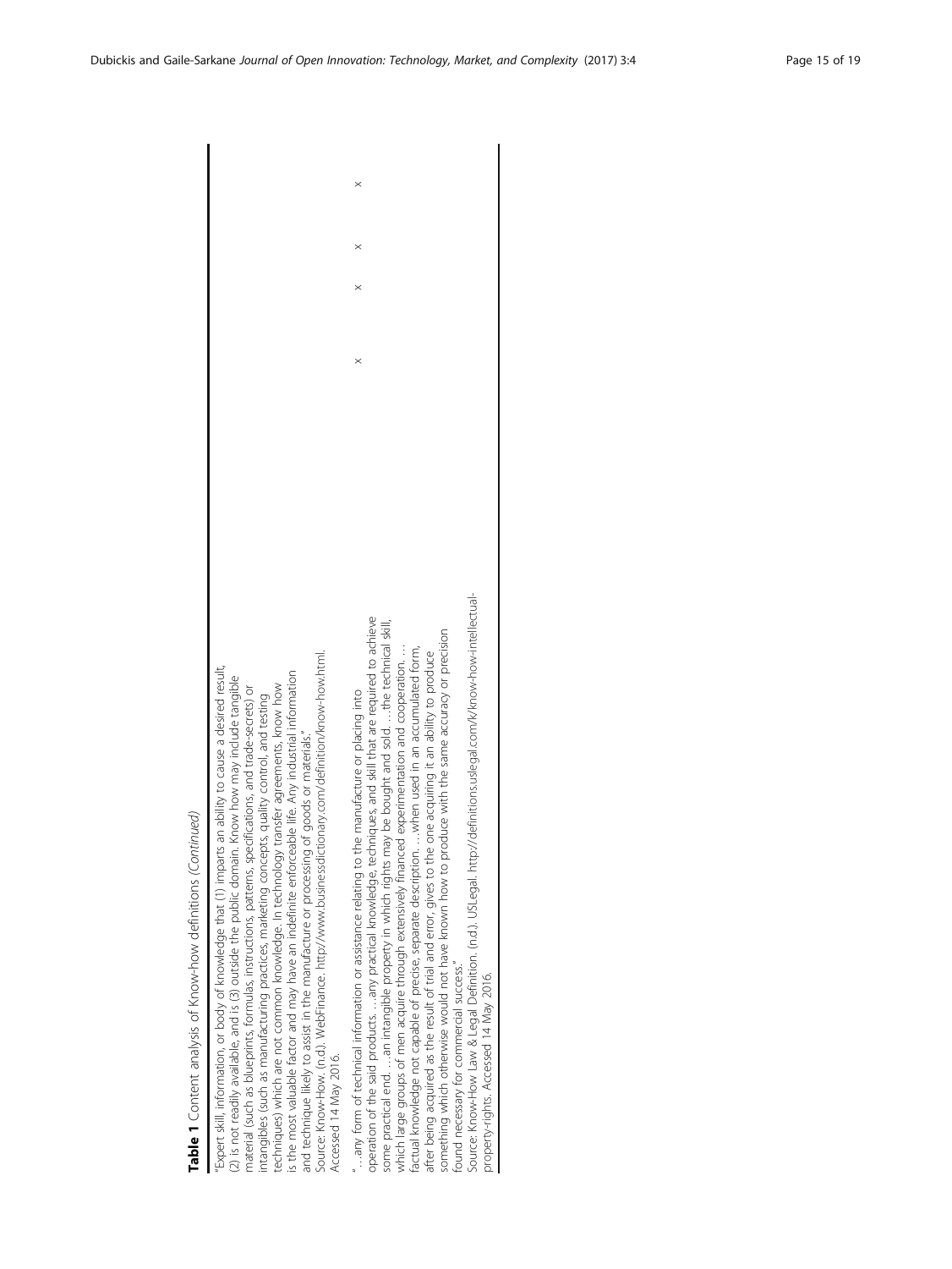**Table 1** Content analysis of Know-how definitions *(Continued)*

| | | | | |
|---|---|---|---|---|
| "Expert skill, information, or body of knowledge that (1) imparts an ability to cause a desired result, (2) is not readily available, and is (3) outside the public domain. Know how may include tangible material (such as blueprints, formulas, instructions, patterns, specifications, and trade-secrets) or intangibles (such as manufacturing practices, marketing concepts, quality control, and testing techniques) which are not common knowledge. In technology transfer agreements, know how is the most valuable factor and may have an indefinite enforceable life. Any industrial information and technique likely to assist in the manufacture or processing of goods or materials."<br>Source: Know-How. (n.d.). WebFinance. http://www.businessdictionary.com/definition/know-how.html. Accessed 14 May 2016. | | | | |
| "…any form of technical information or assistance relating to the manufacture or placing into operation of the said products. …any practical knowledge, techniques, and skill that are required to achieve some practical end. …an intangible property in which rights may be bought and sold. …the technical skill, which large groups of men acquire through extensively financed experimentation and cooperation. …factual knowledge not capable of precise, separate description. …when used in an accumulated form, after being acquired as the result of trial and error, gives to the one acquiring it an ability to produce something which would otherwise would not have known how to produce with the same accuracy or precision found necessary for commercial success."<br>Source: Know-How Law & Legal Definition. (n.d.). USLegal. http://definitions.uslegal.com/k/know-how-intellectual-property-rights. Accessed 14 May 2016. | x | x | x | x |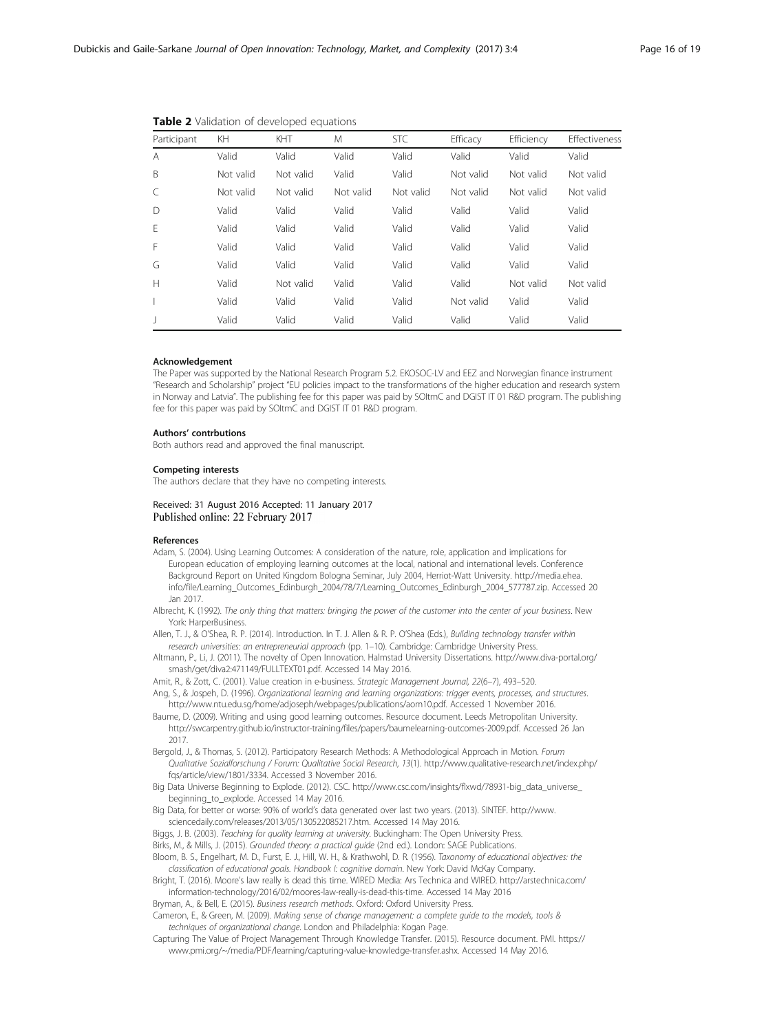**Table 2** Validation of developed equations

| Participant | KH | KHT | M | STC | Efficacy | Efficiency | Effectiveness |
|---|---|---|---|---|---|---|---|
| A | Valid | Valid | Valid | Valid | Valid | Valid | Valid |
| B | Not valid | Not valid | Valid | Valid | Not valid | Not valid | Not valid |
| C | Not valid | Not valid | Not valid | Not valid | Not valid | Not valid | Not valid |
| D | Valid | Valid | Valid | Valid | Valid | Valid | Valid |
| E | Valid | Valid | Valid | Valid | Valid | Valid | Valid |
| F | Valid | Valid | Valid | Valid | Valid | Valid | Valid |
| G | Valid | Valid | Valid | Valid | Valid | Valid | Valid |
| H | Valid | Not valid | Valid | Valid | Valid | Not valid | Not valid |
| I | Valid | Valid | Valid | Valid | Not valid | Valid | Valid |
| J | Valid | Valid | Valid | Valid | Valid | Valid | Valid |

#### Acknowledgement

The Paper was supported by the National Research Program 5.2. EKOSOC-LV and EEZ and Norwegian finance instrument "Research and Scholarship" project "EU policies impact to the transformations of the higher education and research system in Norway and Latvia". The publishing fee for this paper was paid by SOItmC and DGIST IT 01 R&D program. The publishing fee for this paper was paid by SOItmC and DGIST IT 01 R&D program.

#### Authors' contrbutions

Both authors read and approved the final manuscript.

#### Competing interests

The authors declare that they have no competing interests.

Received: 31 August 2016 Accepted: 11 January 2017
Published online: 22 February 2017

#### References

Adam, S. (2004). Using Learning Outcomes: A consideration of the nature, role, application and implications for European education of employing learning outcomes at the local, national and international levels. Conference Background Report on United Kingdom Bologna Seminar, July 2004, Herriot-Watt University. http://media.ehea.info/file/Learning_Outcomes_Edinburgh_2004/78/7/Learning_Outcomes_Edinburgh_2004_577787.zip. Accessed 20 Jan 2017.

Albrecht, K. (1992). *The only thing that matters: bringing the power of the customer into the center of your business*. New York: HarperBusiness.

Allen, T. J., & O'Shea, R. P. (2014). Introduction. In T. J. Allen & R. P. O'Shea (Eds.), *Building technology transfer within research universities: an entrepreneurial approach* (pp. 1–10). Cambridge: Cambridge University Press.

Altmann, P., Li, J. (2011). The novelty of Open Innovation. Halmstad University Dissertations. http://www.diva-portal.org/smash/get/diva2:471149/FULLTEXT01.pdf. Accessed 14 May 2016.

Amit, R., & Zott, C. (2001). Value creation in e-business. *Strategic Management Journal, 22*(6–7), 493–520.

Ang, S., & Jospeh, D. (1996). *Organizational learning and learning organizations: trigger events, processes, and structures*. http://www.ntu.edu.sg/home/adjoseph/webpages/publications/aom10.pdf. Accessed 1 November 2016.

Baume, D. (2009). Writing and using good learning outcomes. Resource document. Leeds Metropolitan University. http://swcarpentry.github.io/instructor-training/files/papers/baume-learning-outcomes-2009.pdf. Accessed 26 Jan 2017.

Bergold, J., & Thomas, S. (2012). Participatory Research Methods: A Methodological Approach in Motion. *Forum Qualitative Sozialforschung / Forum: Qualitative Social Research, 13*(1). http://www.qualitative-research.net/index.php/fqs/article/view/1801/3334. Accessed 3 November 2016.

Big Data Universe Beginning to Explode. (2012). CSC. http://www.csc.com/insights/flxwd/78931-big_data_universe_beginning_to_explode. Accessed 14 May 2016.

Big Data, for better or worse: 90% of world's data generated over last two years. (2013). SINTEF. http://www.sciencedaily.com/releases/2013/05/130522085217.htm. Accessed 14 May 2016.

Biggs, J. B. (2003). *Teaching for quality learning at university*. Buckingham: The Open University Press.

Birks, M., & Mills, J. (2015). *Grounded theory: a practical guide* (2nd ed.). London: SAGE Publications.

Bloom, B. S., Engelhart, M. D., Furst, E. J., Hill, W. H., & Krathwohl, D. R. (1956). *Taxonomy of educational objectives: the classification of educational goals. Handbook I: cognitive domain*. New York: David McKay Company.

Bright, T. (2016). Moore's law really is dead this time. WIRED Media: Ars Technica and WIRED. http://arstechnica.com/information-technology/2016/02/moores-law-really-is-dead-this-time. Accessed 14 May 2016

Bryman, A., & Bell, E. (2015). *Business research methods*. Oxford: Oxford University Press.

Cameron, E., & Green, M. (2009). *Making sense of change management: a complete guide to the models, tools & techniques of organizational change*. London and Philadelphia: Kogan Page.

Capturing The Value of Project Management Through Knowledge Transfer. (2015). Resource document. PMI. https://www.pmi.org/~/media/PDF/learning/capturing-value-knowledge-transfer.ashx. Accessed 14 May 2016.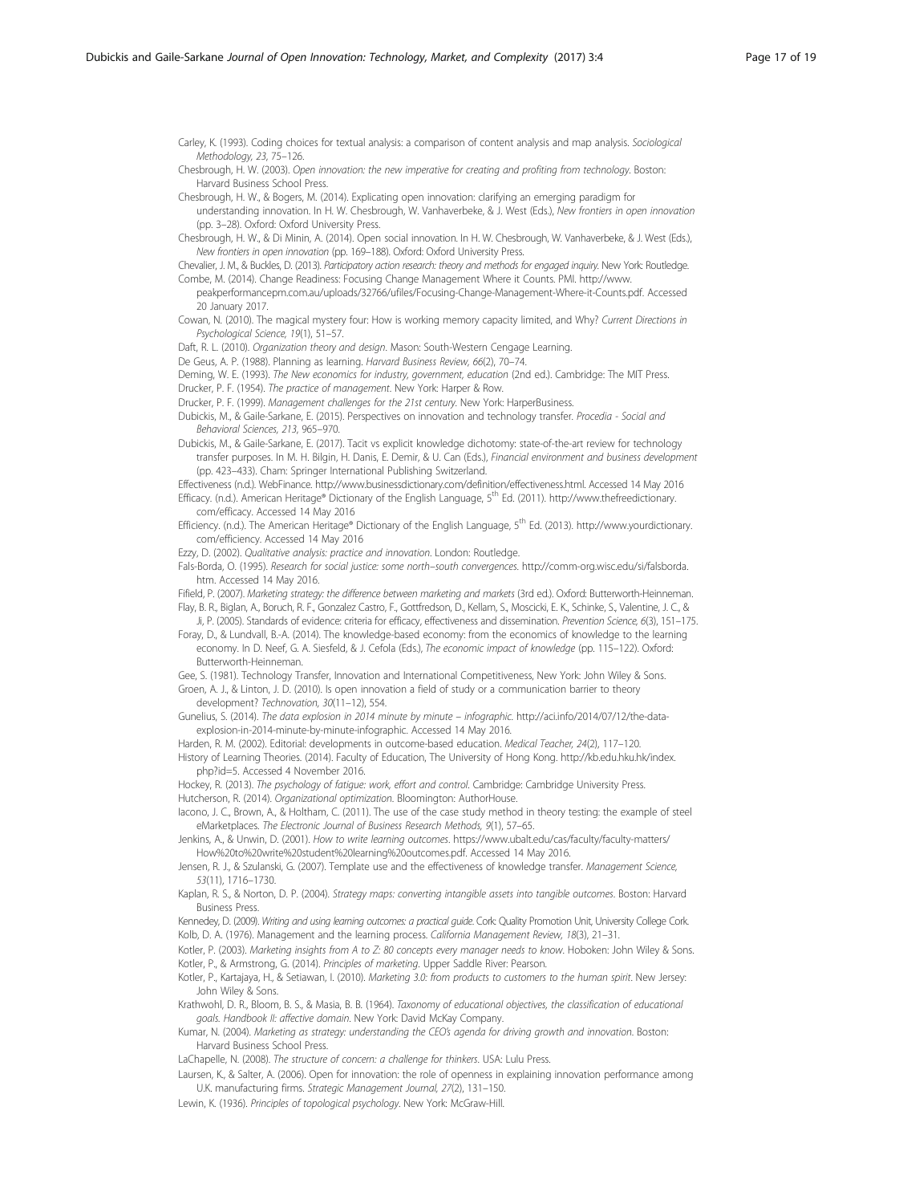Carley, K. (1993). Coding choices for textual analysis: a comparison of content analysis and map analysis. *Sociological Methodology, 23*, 75–126.

Chesbrough, H. W. (2003). *Open innovation: the new imperative for creating and profiting from technology*. Boston: Harvard Business School Press.

Chesbrough, H. W., & Bogers, M. (2014). Explicating open innovation: clarifying an emerging paradigm for understanding innovation. In H. W. Chesbrough, W. Vanhaverbeke, & J. West (Eds.), *New frontiers in open innovation* (pp. 3–28). Oxford: Oxford University Press.

Chesbrough, H. W., & Di Minin, A. (2014). Open social innovation. In H. W. Chesbrough, W. Vanhaverbeke, & J. West (Eds.), *New frontiers in open innovation* (pp. 169–188). Oxford: Oxford University Press.

Chevalier, J. M., & Buckles, D. (2013). *Participatory action research: theory and methods for engaged inquiry*. New York: Routledge.

Combe, M. (2014). Change Readiness: Focusing Change Management Where it Counts. PMI. http://www.peakperformancepm.com.au/uploads/32766/ufiles/Focusing-Change-Management-Where-it-Counts.pdf. Accessed 20 January 2017.

Cowan, N. (2010). The magical mystery four: How is working memory capacity limited, and Why? *Current Directions in Psychological Science, 19*(1), 51–57.

Daft, R. L. (2010). *Organization theory and design*. Mason: South-Western Cengage Learning.

De Geus, A. P. (1988). Planning as learning. *Harvard Business Review, 66*(2), 70–74.

Deming, W. E. (1993). *The New economics for industry, government, education* (2nd ed.). Cambridge: The MIT Press.

Drucker, P. F. (1954). *The practice of management*. New York: Harper & Row.

Drucker, P. F. (1999). *Management challenges for the 21st century*. New York: HarperBusiness.

Dubickis, M., & Gaile-Sarkane, E. (2015). Perspectives on innovation and technology transfer. *Procedia - Social and Behavioral Sciences, 213*, 965–970.

Dubickis, M., & Gaile-Sarkane, E. (2017). Tacit vs explicit knowledge dichotomy: state-of-the-art review for technology transfer purposes. In M. H. Bilgin, H. Danis, E. Demir, & U. Can (Eds.), *Financial environment and business development* (pp. 423–433). Cham: Springer International Publishing Switzerland.

Effectiveness (n.d.). WebFinance. http://www.businessdictionary.com/definition/effectiveness.html. Accessed 14 May 2016

Efficacy. (n.d.). American Heritage® Dictionary of the English Language, 5th Ed. (2011). http://www.thefreedictionary.com/efficacy. Accessed 14 May 2016

Efficiency. (n.d.). The American Heritage® Dictionary of the English Language, 5th Ed. (2013). http://www.yourdictionary.com/efficiency. Accessed 14 May 2016

Ezzy, D. (2002). *Qualitative analysis: practice and innovation*. London: Routledge.

Fals-Borda, O. (1995). *Research for social justice: some north–south convergences*. http://comm-org.wisc.edu/si/falsborda.htm. Accessed 14 May 2016.

Fifield, P. (2007). *Marketing strategy: the difference between marketing and markets* (3rd ed.). Oxford: Butterworth-Heinneman.

Flay, B. R., Biglan, A., Boruch, R. F., Gonzalez Castro, F., Gottfredson, D., Kellam, S., Moscicki, E. K., Schinke, S., Valentine, J. C., & Ji, P. (2005). Standards of evidence: criteria for efficacy, effectiveness and dissemination. *Prevention Science, 6*(3), 151–175.

Foray, D., & Lundvall, B.-A. (2014). The knowledge-based economy: from the economics of knowledge to the learning economy. In D. Neef, G. A. Siesfeld, & J. Cefola (Eds.), *The economic impact of knowledge* (pp. 115–122). Oxford: Butterworth-Heinneman.

Gee, S. (1981). Technology Transfer, Innovation and International Competitiveness, New York: John Wiley & Sons.

Groen, A. J., & Linton, J. D. (2010). Is open innovation a field of study or a communication barrier to theory development? *Technovation, 30*(11–12), 554.

Gunelius, S. (2014). *The data explosion in 2014 minute by minute – infographic*. http://aci.info/2014/07/12/the-data-explosion-in-2014-minute-by-minute-infographic. Accessed 14 May 2016.

Harden, R. M. (2002). Editorial: developments in outcome-based education. *Medical Teacher, 24*(2), 117–120.

History of Learning Theories. (2014). Faculty of Education, The University of Hong Kong. http://kb.edu.hku.hk/index.php?id=5. Accessed 4 November 2016.

Hockey, R. (2013). *The psychology of fatigue: work, effort and control*. Cambridge: Cambridge University Press.

Hutcherson, R. (2014). *Organizational optimization*. Bloomington: AuthorHouse.

Iacono, J. C., Brown, A., & Holtham, C. (2011). The use of the case study method in theory testing: the example of steel eMarketplaces. *The Electronic Journal of Business Research Methods, 9*(1), 57–65.

Jenkins, A., & Unwin, D. (2001). *How to write learning outcomes*. https://www.ubalt.edu/cas/faculty/faculty-matters/How%20to%20write%20student%20learning%20outcomes.pdf. Accessed 14 May 2016.

Jensen, R. J., & Szulanski, G. (2007). Template use and the effectiveness of knowledge transfer. *Management Science, 53*(11), 1716–1730.

Kaplan, R. S., & Norton, D. P. (2004). *Strategy maps: converting intangible assets into tangible outcomes*. Boston: Harvard Business Press.

Kennedey, D. (2009). *Writing and using learning outcomes: a practical guide*. Cork: Quality Promotion Unit, University College Cork.

Kolb, D. A. (1976). Management and the learning process. *California Management Review, 18*(3), 21–31.

Kotler, P. (2003). *Marketing insights from A to Z: 80 concepts every manager needs to know*. Hoboken: John Wiley & Sons.

Kotler, P., & Armstrong, G. (2014). *Principles of marketing*. Upper Saddle River: Pearson.

Kotler, P., Kartajaya, H., & Setiawan, I. (2010). *Marketing 3.0: from products to customers to the human spirit*. New Jersey: John Wiley & Sons.

Krathwohl, D. R., Bloom, B. S., & Masia, B. B. (1964). *Taxonomy of educational objectives, the classification of educational goals. Handbook II: affective domain*. New York: David McKay Company.

Kumar, N. (2004). *Marketing as strategy: understanding the CEO's agenda for driving growth and innovation*. Boston: Harvard Business School Press.

LaChapelle, N. (2008). *The structure of concern: a challenge for thinkers*. USA: Lulu Press.

Laursen, K., & Salter, A. (2006). Open for innovation: the role of openness in explaining innovation performance among U.K. manufacturing firms. *Strategic Management Journal, 27*(2), 131–150.

Lewin, K. (1936). *Principles of topological psychology*. New York: McGraw-Hill.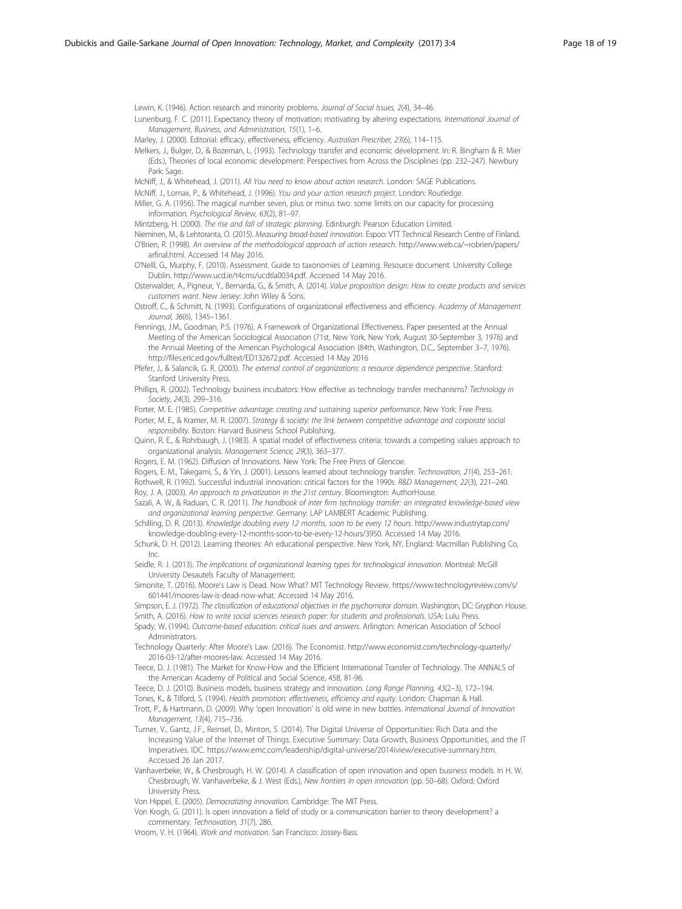Lewin, K. (1946). Action research and minority problems. *Journal of Social Issues, 2*(4), 34–46.

Lunenburg, F. C. (2011). Expectancy theory of motivation: motivating by altering expectations. *International Journal of Management, Business, and Administration, 15*(1), 1–6.

Marley, J. (2000). Editorial: efficacy, effectiveness, efficiency. *Australian Prescriber, 23*(6), 114–115.

Melkers, J., Bulger, D., & Bozeman, L. (1993). Technology transfer and economic development. In: R. Bingham & R. Mier (Eds.), Theories of local economic development: Perspectives from Across the Disciplines (pp. 232–247). Newbury Park: Sage.

McNiff, J., & Whitehead, J. (2011). *All You need to know about action research*. London: SAGE Publications.

McNiff, J., Lomax, P., & Whitehead, J. (1996). *You and your action research project*. London: Routledge.

Miller, G. A. (1956). The magical number seven, plus or minus two: some limits on our capacity for processing information. *Psychological Review, 63*(2), 81–97.

Mintzberg, H. (2000). *The rise and fall of strategic planning*. Edinburgh: Pearson Education Limited.

Nieminen, M., & Lehtoranta, O. (2015). *Measuring broad-based innovation*. Espoo: VTT Technical Research Centre of Finland.

O'Brien, R. (1998). *An overview of the methodological approach of action research*. http://www.web.ca/~robrien/papers/arfinal.html. Accessed 14 May 2016.

O'Nelll, G., Murphy, F. (2010). Assessment. Guide to taxonomies of Learning. Resource document. University College Dublin. http://www.ucd.ie/t4cms/ucdtla0034.pdf. Accessed 14 May 2016.

Osterwalder, A., Pigneur, Y., Bernarda, G., & Smith, A. (2014). *Value proposition design: How to create products and services customers want*. New Jersey: John Wiley & Sons.

Ostroff, C., & Schmitt, N. (1993). Configurations of organizational effectiveness and efficiency. *Academy of Management Journal, 36*(6), 1345–1361.

Pennings, J.M., Goodman, P.S. (1976). A Framework of Organizational Effectiveness. Paper presented at the Annual Meeting of the American Sociological Association (71st, New York, New York, August 30-September 3, 1976) and the Annual Meeting of the American Psychological Association (84th, Washington, D.C., September 3–7, 1976). http://files.eric.ed.gov/fulltext/ED132672.pdf. Accessed 14 May 2016

Pfefer, J., & Salancik, G. R. (2003). *The external control of organizations: a resource dependence perspective*. Stanford: Stanford University Press.

Phillips, R. (2002). Technology business incubators: How effective as technology transfer mechanisms? *Technology in Society, 24*(3), 299–316.

Porter, M. E. (1985). *Competitive advantage: creating and sustaining superior performance*. New York: Free Press.

Porter, M. E., & Kramer, M. R. (2007). *Strategy & society: the link between competitive advantage and corporate social responsibility*. Boston: Harvard Business School Publishing.

Quinn, R. E., & Rohrbaugh, J. (1983). A spatial model of effectiveness criteria: towards a competing values approach to organizational analysis. *Management Science, 29*(3), 363–377.

Rogers, E. M. (1962). Diffusion of Innovations. New York: The Free Press of Glencoe.

Rogers, E. M., Takegami, S., & Yin, J. (2001). Lessons learned about technology transfer. *Technovation, 21*(4), 253–261.

Rothwell, R. (1992). Successful industrial innovation: critical factors for the 1990s. *R&D Management, 22*(3), 221–240.

Roy, J. A. (2003). *An approach to privatization in the 21st century*. Bloomington: AuthorHouse.

Sazali, A. W., & Raduan, C. R. (2011). *The handbook of inter firm technology transfer: an integrated knowledge-based view and organizational learning perspective*. Germany: LAP LAMBERT Academic Publishing.

Schilling, D. R. (2013). *Knowledge doubling every 12 months, soon to be every 12 hours*. http://www.industrytap.com/knowledge-doubling-every-12-months-soon-to-be-every-12-hours/3950. Accessed 14 May 2016.

Schunk, D. H. (2012). Learning theories: An educational perspective. New York, NY, England: Macmillan Publishing Co, Inc.

Seidle, R. J. (2013). *The implications of organizational learning types for technological innovation*. Montreal: McGill University Desautels Faculty of Management.

Simonite, T. (2016). Moore's Law is Dead. Now What? MIT Technology Review. https://www.technologyreview.com/s/601441/moores-law-is-dead-now-what. Accessed 14 May 2016.

Simpson, E. J. (1972). *The classification of educational objectives in the psychomotor domain*. Washington, DC: Gryphon House.

Smith, A. (2016). *How to write social sciences research paper: for students and professionals*. USA: Lulu Press.

Spady, W. (1994). *Outcome-based education: critical isues and answers*. Arlington: American Association of School Administrators.

Technology Quarterly: After Moore's Law. (2016). The Economist. http://www.economist.com/technology-quarterly/2016-03-12/after-moores-law. Accessed 14 May 2016.

Teece, D. J. (1981). The Market for Know-How and the Efficient International Transfer of Technology. The ANNALS of the American Academy of Political and Social Science, 458, 81-96.

Teece, D. J. (2010). Business models, business strategy and innovation. *Long Range Planning, 43*(2–3), 172–194.

Tones, K., & Tilford, S. (1994). *Health promotion: effectiveness, efficiency and equity*. London: Chapman & Hall.

Trott, P., & Hartmann, D. (2009). Why 'open Innovation' is old wine in new bottles. *International Journal of Innovation Management, 13*(4), 715–736.

Turner, V., Gantz, J.F., Reinsel, D., Minton, S. (2014). The Digital Universe of Opportunities: Rich Data and the Increasing Value of the Internet of Things. Executive Summary: Data Growth, Business Opportunities, and the IT Imperatives. IDC. https://www.emc.com/leadership/digital-universe/2014iview/executive-summary.htm. Accessed 26 Jan 2017.

Vanhaverbeke, W., & Chesbrough, H. W. (2014). A classification of open innovation and open business models. In H. W. Chesbrough, W. Vanhaverbeke, & J. West (Eds.), *New frontiers in open innovation* (pp. 50–68). Oxford: Oxford University Press.

Von Hippel, E. (2005). *Democratizing innovation*. Cambridge: The MIT Press.

Von Krogh, G. (2011). Is open innovation a field of study or a communication barrier to theory development? a commentary. *Technovation, 31*(7), 286.

Vroom, V. H. (1964). *Work and motivation*. San Francisco: Jossey-Bass.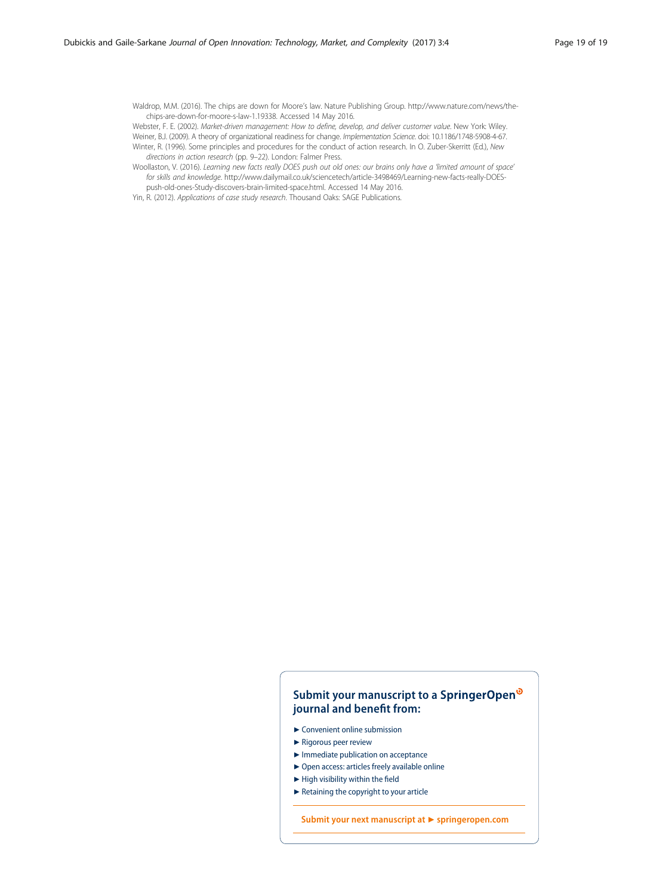Waldrop, M.M. (2016). The chips are down for Moore's law. Nature Publishing Group. http://www.nature.com/news/the-chips-are-down-for-moore-s-law-1.19338. Accessed 14 May 2016.

Webster, F. E. (2002). *Market-driven management: How to define, develop, and deliver customer value*. New York: Wiley.

Weiner, B.J. (2009). A theory of organizational readiness for change. *Implementation Science*. doi: 10.1186/1748-5908-4-67.

Winter, R. (1996). Some principles and procedures for the conduct of action research. In O. Zuber-Skerritt (Ed.), *New directions in action research* (pp. 9–22). London: Falmer Press.

Woollaston, V. (2016). *Learning new facts really DOES push out old ones: our brains only have a 'limited amount of space' for skills and knowledge*. http://www.dailymail.co.uk/sciencetech/article-3498469/Learning-new-facts-really-DOES-push-old-ones-Study-discovers-brain-limited-space.html. Accessed 14 May 2016.

Yin, R. (2012). *Applications of case study research*. Thousand Oaks: SAGE Publications.

**Submit your manuscript to a SpringerOpen journal and benefit from:**

- ► Convenient online submission
- ► Rigorous peer review
- ► Immediate publication on acceptance
- ► Open access: articles freely available online
- ► High visibility within the field
- ► Retaining the copyright to your article

**Submit your next manuscript at ► springeropen.com**